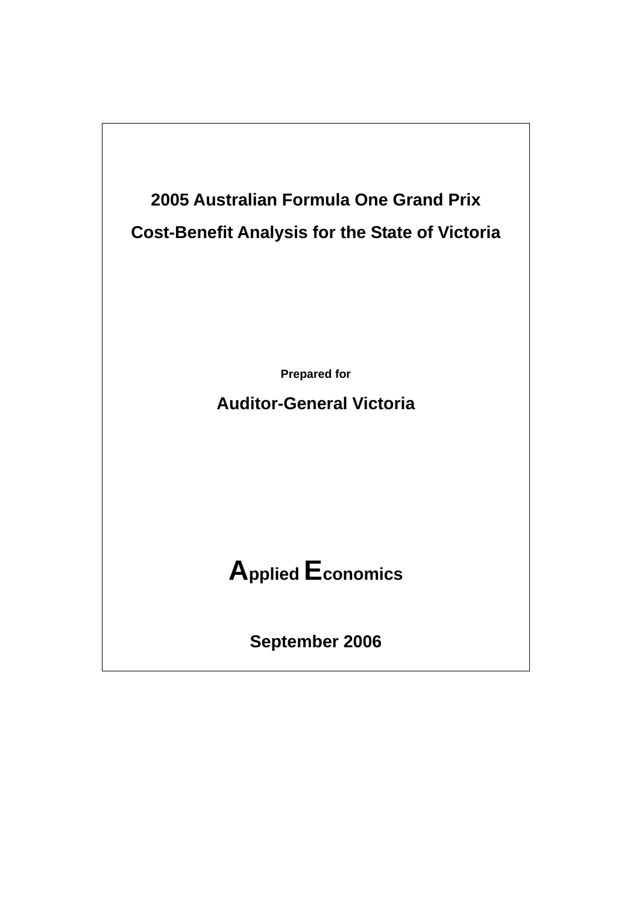# 2005 Australian Formula One Grand Prix

# Cost-Benefit Analysis for the State of Victoria

**Prepared for**

**Auditor-General Victoria**

**Applied Economics**

**September 2006**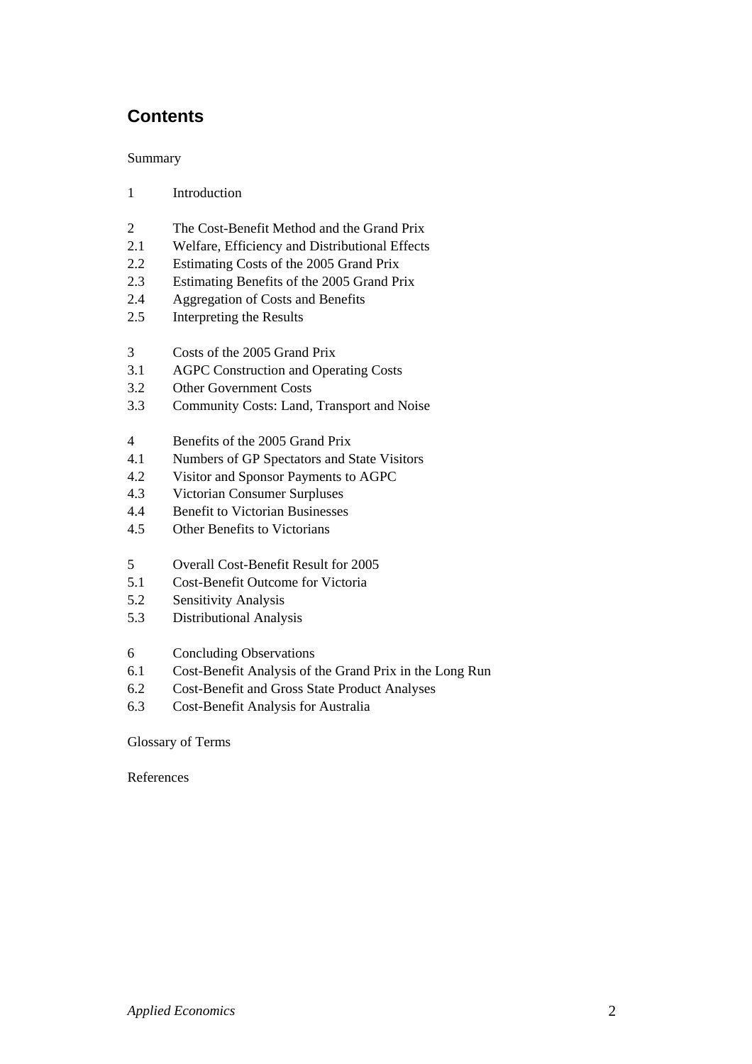## Contents

Summary

1 Introduction

2 The Cost-Benefit Method and the Grand Prix
2.1 Welfare, Efficiency and Distributional Effects
2.2 Estimating Costs of the 2005 Grand Prix
2.3 Estimating Benefits of the 2005 Grand Prix
2.4 Aggregation of Costs and Benefits
2.5 Interpreting the Results

3 Costs of the 2005 Grand Prix
3.1 AGPC Construction and Operating Costs
3.2 Other Government Costs
3.3 Community Costs: Land, Transport and Noise

4 Benefits of the 2005 Grand Prix
4.1 Numbers of GP Spectators and State Visitors
4.2 Visitor and Sponsor Payments to AGPC
4.3 Victorian Consumer Surpluses
4.4 Benefit to Victorian Businesses
4.5 Other Benefits to Victorians

5 Overall Cost-Benefit Result for 2005
5.1 Cost-Benefit Outcome for Victoria
5.2 Sensitivity Analysis
5.3 Distributional Analysis

6 Concluding Observations
6.1 Cost-Benefit Analysis of the Grand Prix in the Long Run
6.2 Cost-Benefit and Gross State Product Analyses
6.3 Cost-Benefit Analysis for Australia

Glossary of Terms

References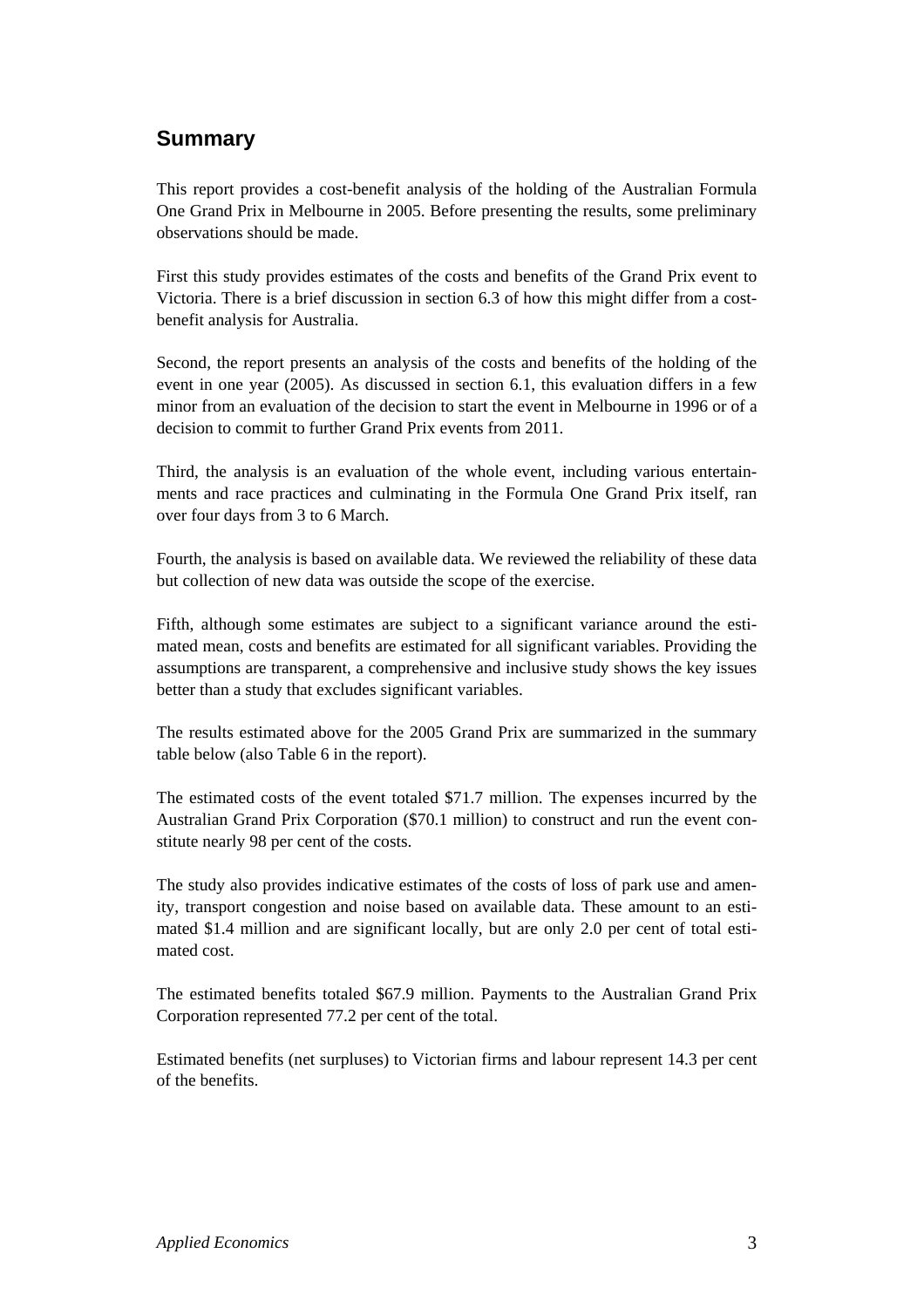## Summary

This report provides a cost-benefit analysis of the holding of the Australian Formula One Grand Prix in Melbourne in 2005. Before presenting the results, some preliminary observations should be made.

First this study provides estimates of the costs and benefits of the Grand Prix event to Victoria. There is a brief discussion in section 6.3 of how this might differ from a cost-benefit analysis for Australia.

Second, the report presents an analysis of the costs and benefits of the holding of the event in one year (2005). As discussed in section 6.1, this evaluation differs in a few minor from an evaluation of the decision to start the event in Melbourne in 1996 or of a decision to commit to further Grand Prix events from 2011.

Third, the analysis is an evaluation of the whole event, including various entertainments and race practices and culminating in the Formula One Grand Prix itself, ran over four days from 3 to 6 March.

Fourth, the analysis is based on available data. We reviewed the reliability of these data but collection of new data was outside the scope of the exercise.

Fifth, although some estimates are subject to a significant variance around the estimated mean, costs and benefits are estimated for all significant variables. Providing the assumptions are transparent, a comprehensive and inclusive study shows the key issues better than a study that excludes significant variables.

The results estimated above for the 2005 Grand Prix are summarized in the summary table below (also Table 6 in the report).

The estimated costs of the event totaled $71.7 million. The expenses incurred by the Australian Grand Prix Corporation ($70.1 million) to construct and run the event constitute nearly 98 per cent of the costs.

The study also provides indicative estimates of the costs of loss of park use and amenity, transport congestion and noise based on available data. These amount to an estimated $1.4 million and are significant locally, but are only 2.0 per cent of total estimated cost.

The estimated benefits totaled $67.9 million. Payments to the Australian Grand Prix Corporation represented 77.2 per cent of the total.

Estimated benefits (net surpluses) to Victorian firms and labour represent 14.3 per cent of the benefits.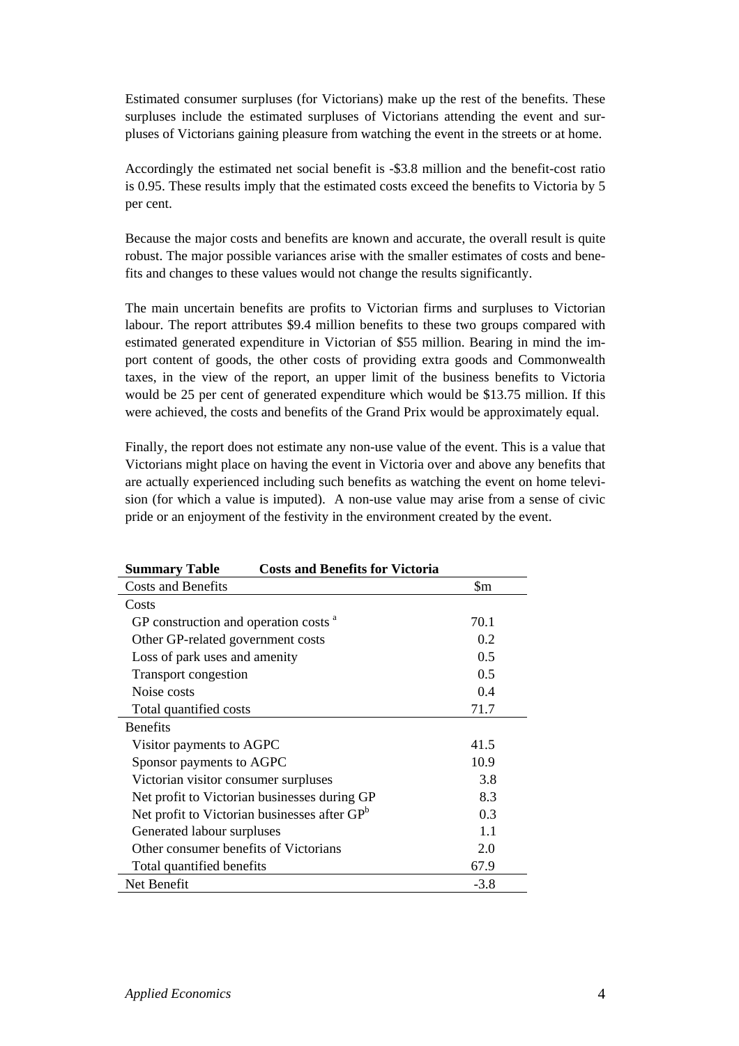Estimated consumer surpluses (for Victorians) make up the rest of the benefits. These surpluses include the estimated surpluses of Victorians attending the event and surpluses of Victorians gaining pleasure from watching the event in the streets or at home.

Accordingly the estimated net social benefit is -\$3.8 million and the benefit-cost ratio is 0.95. These results imply that the estimated costs exceed the benefits to Victoria by 5 per cent.

Because the major costs and benefits are known and accurate, the overall result is quite robust. The major possible variances arise with the smaller estimates of costs and benefits and changes to these values would not change the results significantly.

The main uncertain benefits are profits to Victorian firms and surpluses to Victorian labour. The report attributes \$9.4 million benefits to these two groups compared with estimated generated expenditure in Victorian of \$55 million. Bearing in mind the import content of goods, the other costs of providing extra goods and Commonwealth taxes, in the view of the report, an upper limit of the business benefits to Victoria would be 25 per cent of generated expenditure which would be \$13.75 million. If this were achieved, the costs and benefits of the Grand Prix would be approximately equal.

Finally, the report does not estimate any non-use value of the event. This is a value that Victorians might place on having the event in Victoria over and above any benefits that are actually experienced including such benefits as watching the event on home television (for which a value is imputed). A non-use value may arise from a sense of civic pride or an enjoyment of the festivity in the environment created by the event.

**Summary Table Costs and Benefits for Victoria**

| Costs and Benefits | \$m |
|---|---|
| Costs | |
| GP construction and operation costs [a] | 70.1 |
| Other GP-related government costs | 0.2 |
| Loss of park uses and amenity | 0.5 |
| Transport congestion | 0.5 |
| Noise costs | 0.4 |
| Total quantified costs | 71.7 |
| Benefits | |
| Visitor payments to AGPC | 41.5 |
| Sponsor payments to AGPC | 10.9 |
| Victorian visitor consumer surpluses | 3.8 |
| Net profit to Victorian businesses during GP | 8.3 |
| Net profit to Victorian businesses after GP[b] | 0.3 |
| Generated labour surpluses | 1.1 |
| Other consumer benefits of Victorians | 2.0 |
| Total quantified benefits | 67.9 |
| Net Benefit | -3.8 |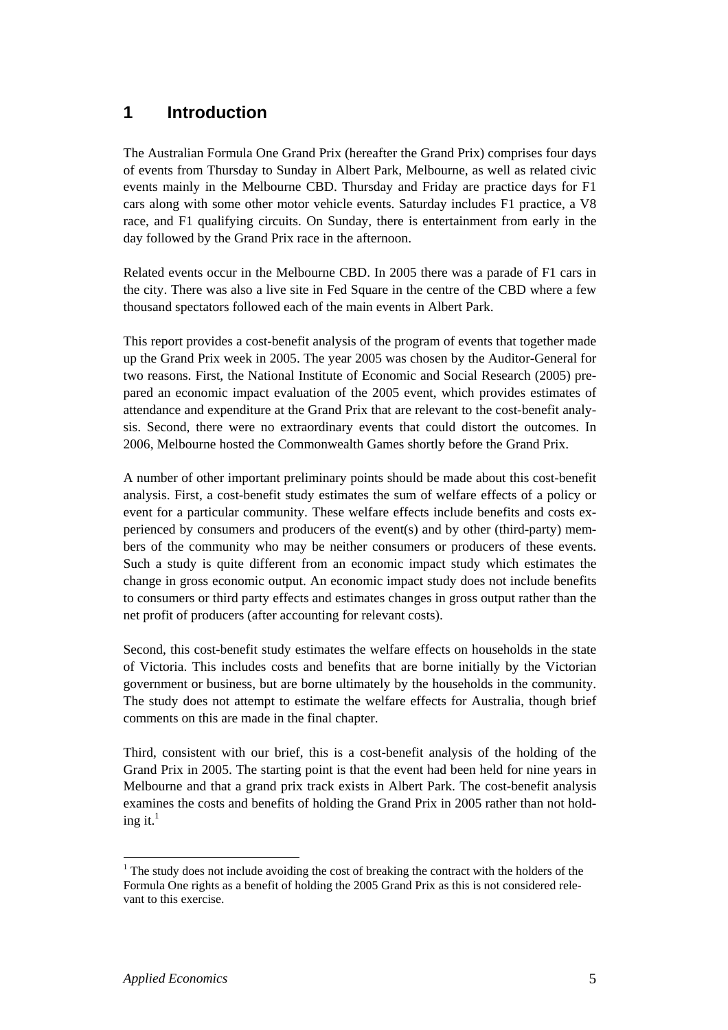# 1 Introduction

The Australian Formula One Grand Prix (hereafter the Grand Prix) comprises four days of events from Thursday to Sunday in Albert Park, Melbourne, as well as related civic events mainly in the Melbourne CBD. Thursday and Friday are practice days for F1 cars along with some other motor vehicle events. Saturday includes F1 practice, a V8 race, and F1 qualifying circuits. On Sunday, there is entertainment from early in the day followed by the Grand Prix race in the afternoon.

Related events occur in the Melbourne CBD. In 2005 there was a parade of F1 cars in the city. There was also a live site in Fed Square in the centre of the CBD where a few thousand spectators followed each of the main events in Albert Park.

This report provides a cost-benefit analysis of the program of events that together made up the Grand Prix week in 2005. The year 2005 was chosen by the Auditor-General for two reasons. First, the National Institute of Economic and Social Research (2005) prepared an economic impact evaluation of the 2005 event, which provides estimates of attendance and expenditure at the Grand Prix that are relevant to the cost-benefit analysis. Second, there were no extraordinary events that could distort the outcomes. In 2006, Melbourne hosted the Commonwealth Games shortly before the Grand Prix.

A number of other important preliminary points should be made about this cost-benefit analysis. First, a cost-benefit study estimates the sum of welfare effects of a policy or event for a particular community. These welfare effects include benefits and costs experienced by consumers and producers of the event(s) and by other (third-party) members of the community who may be neither consumers or producers of these events. Such a study is quite different from an economic impact study which estimates the change in gross economic output. An economic impact study does not include benefits to consumers or third party effects and estimates changes in gross output rather than the net profit of producers (after accounting for relevant costs).

Second, this cost-benefit study estimates the welfare effects on households in the state of Victoria. This includes costs and benefits that are borne initially by the Victorian government or business, but are borne ultimately by the households in the community. The study does not attempt to estimate the welfare effects for Australia, though brief comments on this are made in the final chapter.

Third, consistent with our brief, this is a cost-benefit analysis of the holding of the Grand Prix in 2005. The starting point is that the event had been held for nine years in Melbourne and that a grand prix track exists in Albert Park. The cost-benefit analysis examines the costs and benefits of holding the Grand Prix in 2005 rather than not holding it.[1]

[1] The study does not include avoiding the cost of breaking the contract with the holders of the Formula One rights as a benefit of holding the 2005 Grand Prix as this is not considered relevant to this exercise.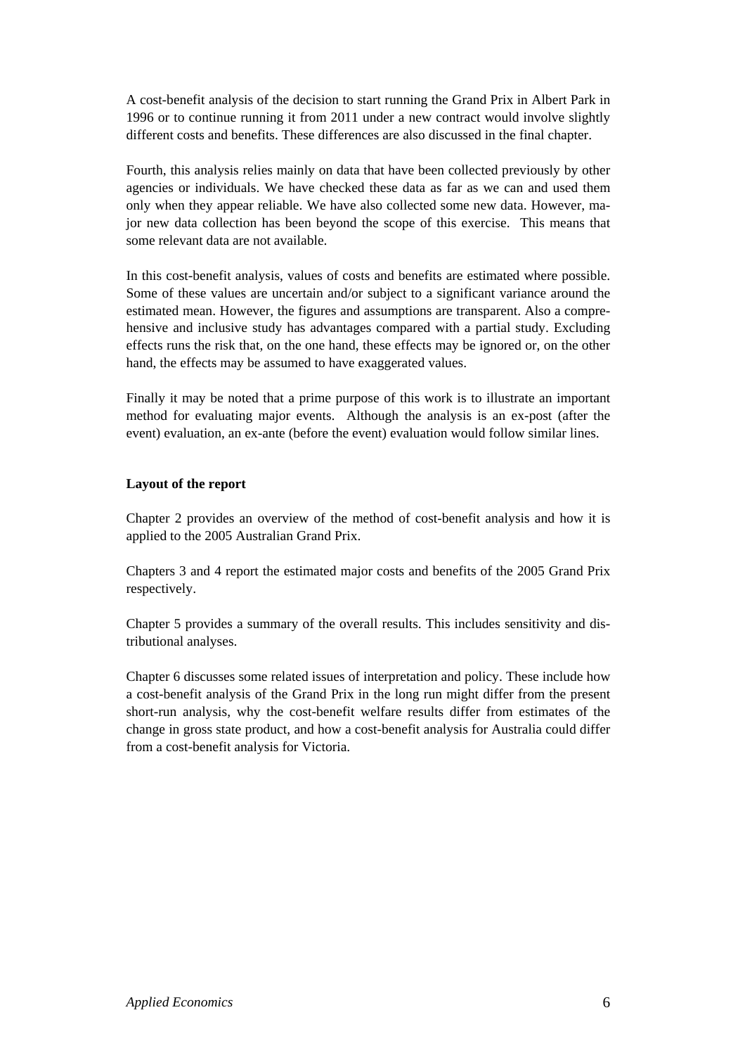A cost-benefit analysis of the decision to start running the Grand Prix in Albert Park in 1996 or to continue running it from 2011 under a new contract would involve slightly different costs and benefits. These differences are also discussed in the final chapter.

Fourth, this analysis relies mainly on data that have been collected previously by other agencies or individuals. We have checked these data as far as we can and used them only when they appear reliable. We have also collected some new data. However, major new data collection has been beyond the scope of this exercise. This means that some relevant data are not available.

In this cost-benefit analysis, values of costs and benefits are estimated where possible. Some of these values are uncertain and/or subject to a significant variance around the estimated mean. However, the figures and assumptions are transparent. Also a comprehensive and inclusive study has advantages compared with a partial study. Excluding effects runs the risk that, on the one hand, these effects may be ignored or, on the other hand, the effects may be assumed to have exaggerated values.

Finally it may be noted that a prime purpose of this work is to illustrate an important method for evaluating major events. Although the analysis is an ex-post (after the event) evaluation, an ex-ante (before the event) evaluation would follow similar lines.

**Layout of the report**

Chapter 2 provides an overview of the method of cost-benefit analysis and how it is applied to the 2005 Australian Grand Prix.

Chapters 3 and 4 report the estimated major costs and benefits of the 2005 Grand Prix respectively.

Chapter 5 provides a summary of the overall results. This includes sensitivity and distributional analyses.

Chapter 6 discusses some related issues of interpretation and policy. These include how a cost-benefit analysis of the Grand Prix in the long run might differ from the present short-run analysis, why the cost-benefit welfare results differ from estimates of the change in gross state product, and how a cost-benefit analysis for Australia could differ from a cost-benefit analysis for Victoria.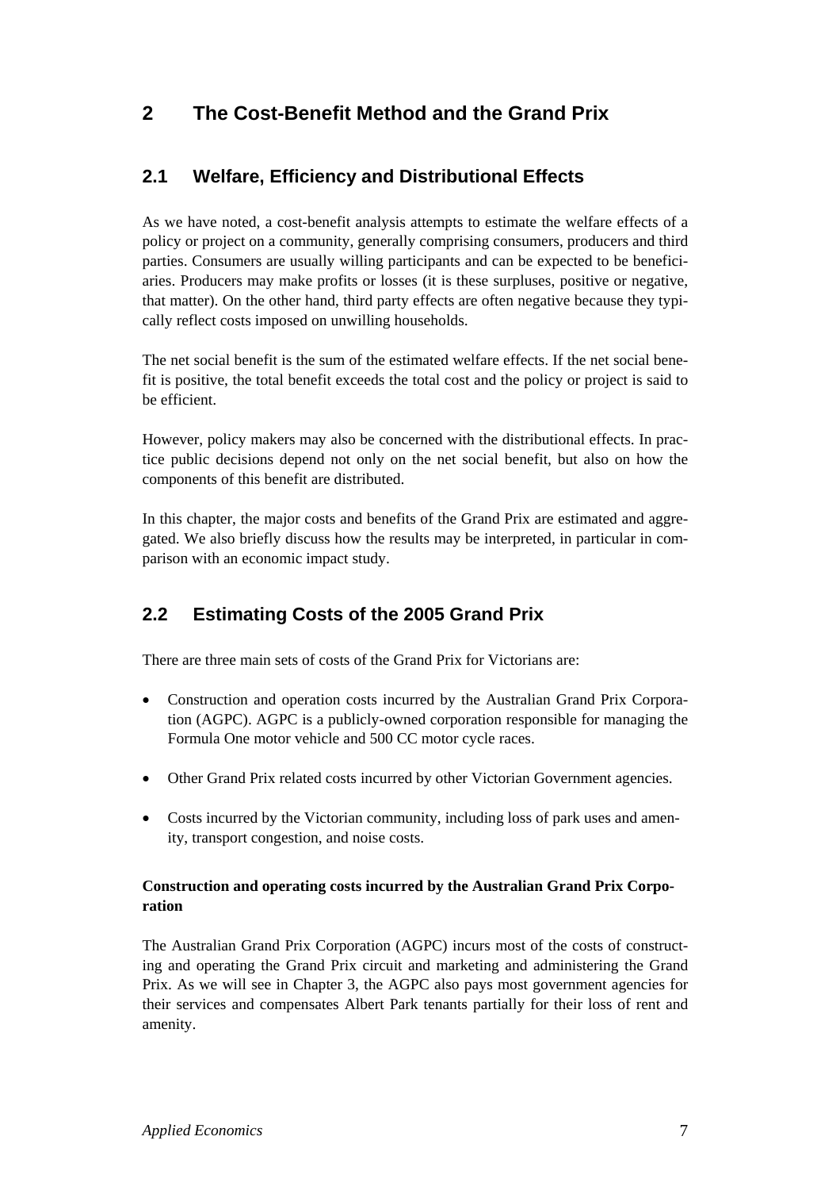# 2 The Cost-Benefit Method and the Grand Prix

## 2.1 Welfare, Efficiency and Distributional Effects

As we have noted, a cost-benefit analysis attempts to estimate the welfare effects of a policy or project on a community, generally comprising consumers, producers and third parties. Consumers are usually willing participants and can be expected to be beneficiaries. Producers may make profits or losses (it is these surpluses, positive or negative, that matter). On the other hand, third party effects are often negative because they typically reflect costs imposed on unwilling households.

The net social benefit is the sum of the estimated welfare effects. If the net social benefit is positive, the total benefit exceeds the total cost and the policy or project is said to be efficient.

However, policy makers may also be concerned with the distributional effects. In practice public decisions depend not only on the net social benefit, but also on how the components of this benefit are distributed.

In this chapter, the major costs and benefits of the Grand Prix are estimated and aggregated. We also briefly discuss how the results may be interpreted, in particular in comparison with an economic impact study.

## 2.2 Estimating Costs of the 2005 Grand Prix

There are three main sets of costs of the Grand Prix for Victorians are:

- Construction and operation costs incurred by the Australian Grand Prix Corporation (AGPC). AGPC is a publicly-owned corporation responsible for managing the Formula One motor vehicle and 500 CC motor cycle races.
- Other Grand Prix related costs incurred by other Victorian Government agencies.
- Costs incurred by the Victorian community, including loss of park uses and amenity, transport congestion, and noise costs.

**Construction and operating costs incurred by the Australian Grand Prix Corporation**

The Australian Grand Prix Corporation (AGPC) incurs most of the costs of constructing and operating the Grand Prix circuit and marketing and administering the Grand Prix. As we will see in Chapter 3, the AGPC also pays most government agencies for their services and compensates Albert Park tenants partially for their loss of rent and amenity.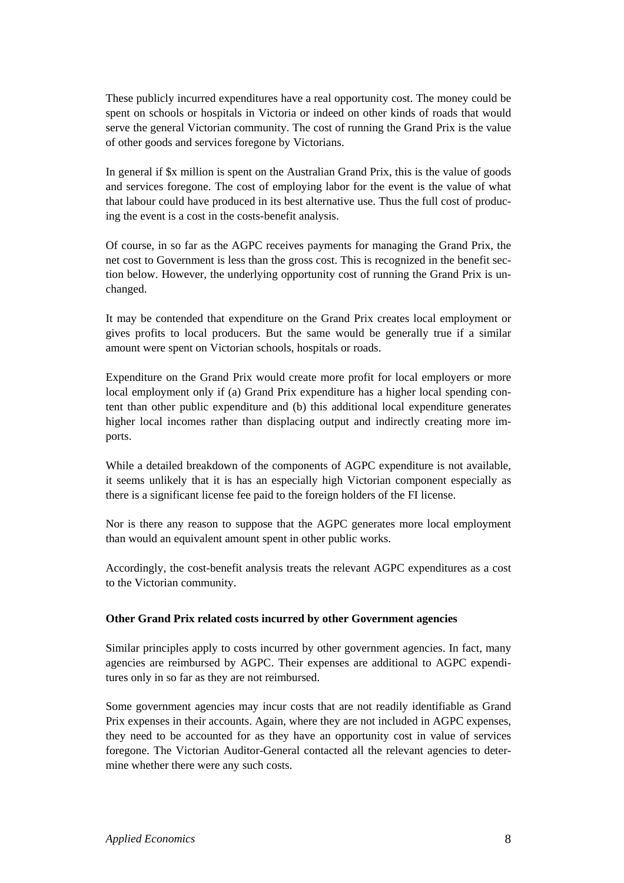These publicly incurred expenditures have a real opportunity cost. The money could be spent on schools or hospitals in Victoria or indeed on other kinds of roads that would serve the general Victorian community. The cost of running the Grand Prix is the value of other goods and services foregone by Victorians.

In general if $x million is spent on the Australian Grand Prix, this is the value of goods and services foregone. The cost of employing labor for the event is the value of what that labour could have produced in its best alternative use. Thus the full cost of producing the event is a cost in the costs-benefit analysis.

Of course, in so far as the AGPC receives payments for managing the Grand Prix, the net cost to Government is less than the gross cost. This is recognized in the benefit section below. However, the underlying opportunity cost of running the Grand Prix is unchanged.

It may be contended that expenditure on the Grand Prix creates local employment or gives profits to local producers. But the same would be generally true if a similar amount were spent on Victorian schools, hospitals or roads.

Expenditure on the Grand Prix would create more profit for local employers or more local employment only if (a) Grand Prix expenditure has a higher local spending content than other public expenditure and (b) this additional local expenditure generates higher local incomes rather than displacing output and indirectly creating more imports.

While a detailed breakdown of the components of AGPC expenditure is not available, it seems unlikely that it is has an especially high Victorian component especially as there is a significant license fee paid to the foreign holders of the FI license.

Nor is there any reason to suppose that the AGPC generates more local employment than would an equivalent amount spent in other public works.

Accordingly, the cost-benefit analysis treats the relevant AGPC expenditures as a cost to the Victorian community.

**Other Grand Prix related costs incurred by other Government agencies**

Similar principles apply to costs incurred by other government agencies. In fact, many agencies are reimbursed by AGPC. Their expenses are additional to AGPC expenditures only in so far as they are not reimbursed.

Some government agencies may incur costs that are not readily identifiable as Grand Prix expenses in their accounts. Again, where they are not included in AGPC expenses, they need to be accounted for as they have an opportunity cost in value of services foregone. The Victorian Auditor-General contacted all the relevant agencies to determine whether there were any such costs.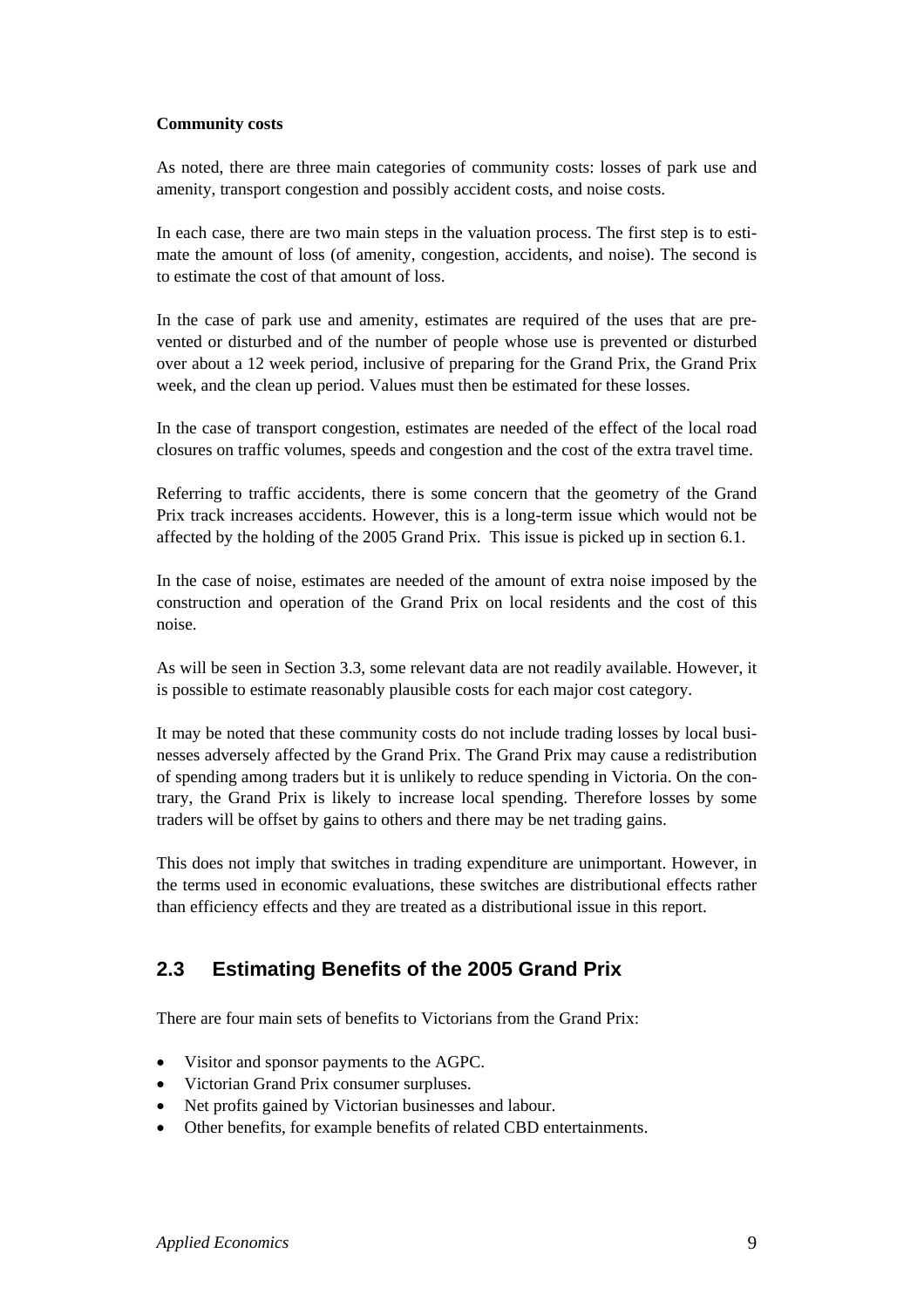**Community costs**

As noted, there are three main categories of community costs: losses of park use and amenity, transport congestion and possibly accident costs, and noise costs.

In each case, there are two main steps in the valuation process. The first step is to estimate the amount of loss (of amenity, congestion, accidents, and noise). The second is to estimate the cost of that amount of loss.

In the case of park use and amenity, estimates are required of the uses that are prevented or disturbed and of the number of people whose use is prevented or disturbed over about a 12 week period, inclusive of preparing for the Grand Prix, the Grand Prix week, and the clean up period. Values must then be estimated for these losses.

In the case of transport congestion, estimates are needed of the effect of the local road closures on traffic volumes, speeds and congestion and the cost of the extra travel time.

Referring to traffic accidents, there is some concern that the geometry of the Grand Prix track increases accidents. However, this is a long-term issue which would not be affected by the holding of the 2005 Grand Prix. This issue is picked up in section 6.1.

In the case of noise, estimates are needed of the amount of extra noise imposed by the construction and operation of the Grand Prix on local residents and the cost of this noise.

As will be seen in Section 3.3, some relevant data are not readily available. However, it is possible to estimate reasonably plausible costs for each major cost category.

It may be noted that these community costs do not include trading losses by local businesses adversely affected by the Grand Prix. The Grand Prix may cause a redistribution of spending among traders but it is unlikely to reduce spending in Victoria. On the contrary, the Grand Prix is likely to increase local spending. Therefore losses by some traders will be offset by gains to others and there may be net trading gains.

This does not imply that switches in trading expenditure are unimportant. However, in the terms used in economic evaluations, these switches are distributional effects rather than efficiency effects and they are treated as a distributional issue in this report.

## 2.3 Estimating Benefits of the 2005 Grand Prix

There are four main sets of benefits to Victorians from the Grand Prix:

- Visitor and sponsor payments to the AGPC.
- Victorian Grand Prix consumer surpluses.
- Net profits gained by Victorian businesses and labour.
- Other benefits, for example benefits of related CBD entertainments.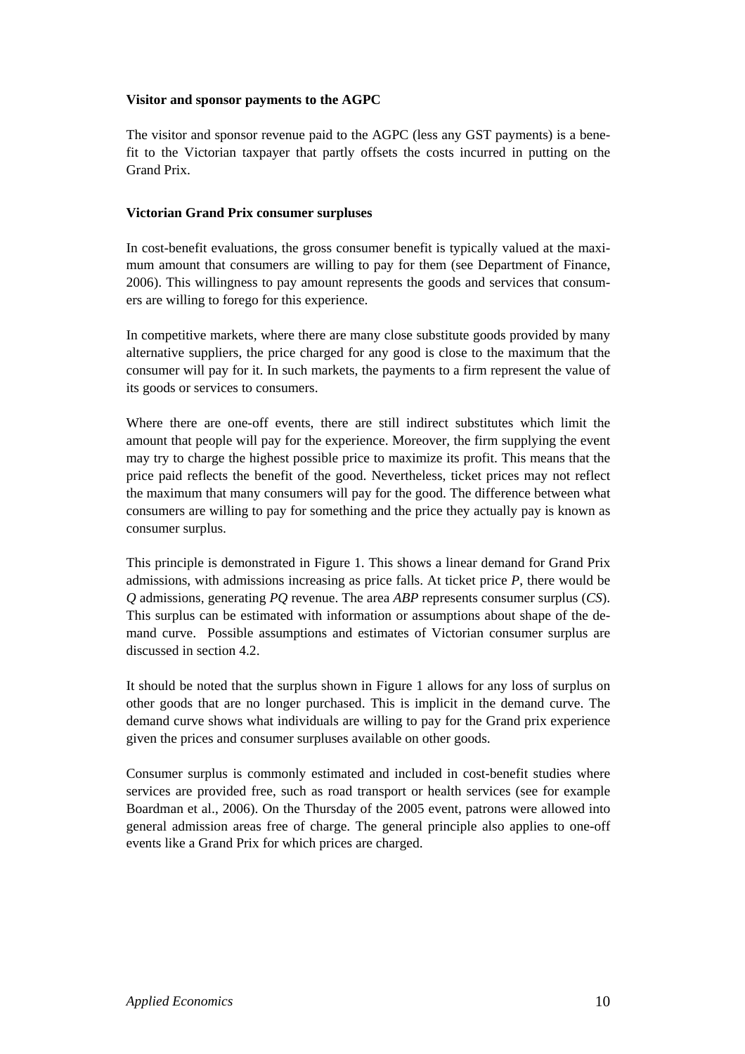**Visitor and sponsor payments to the AGPC**

The visitor and sponsor revenue paid to the AGPC (less any GST payments) is a benefit to the Victorian taxpayer that partly offsets the costs incurred in putting on the Grand Prix.

**Victorian Grand Prix consumer surpluses**

In cost-benefit evaluations, the gross consumer benefit is typically valued at the maximum amount that consumers are willing to pay for them (see Department of Finance, 2006). This willingness to pay amount represents the goods and services that consumers are willing to forego for this experience.

In competitive markets, where there are many close substitute goods provided by many alternative suppliers, the price charged for any good is close to the maximum that the consumer will pay for it. In such markets, the payments to a firm represent the value of its goods or services to consumers.

Where there are one-off events, there are still indirect substitutes which limit the amount that people will pay for the experience. Moreover, the firm supplying the event may try to charge the highest possible price to maximize its profit. This means that the price paid reflects the benefit of the good. Nevertheless, ticket prices may not reflect the maximum that many consumers will pay for the good. The difference between what consumers are willing to pay for something and the price they actually pay is known as consumer surplus.

This principle is demonstrated in Figure 1. This shows a linear demand for Grand Prix admissions, with admissions increasing as price falls. At ticket price *P*, there would be *Q* admissions, generating *PQ* revenue. The area *ABP* represents consumer surplus (*CS*). This surplus can be estimated with information or assumptions about shape of the demand curve. Possible assumptions and estimates of Victorian consumer surplus are discussed in section 4.2.

It should be noted that the surplus shown in Figure 1 allows for any loss of surplus on other goods that are no longer purchased. This is implicit in the demand curve. The demand curve shows what individuals are willing to pay for the Grand prix experience given the prices and consumer surpluses available on other goods.

Consumer surplus is commonly estimated and included in cost-benefit studies where services are provided free, such as road transport or health services (see for example Boardman et al., 2006). On the Thursday of the 2005 event, patrons were allowed into general admission areas free of charge. The general principle also applies to one-off events like a Grand Prix for which prices are charged.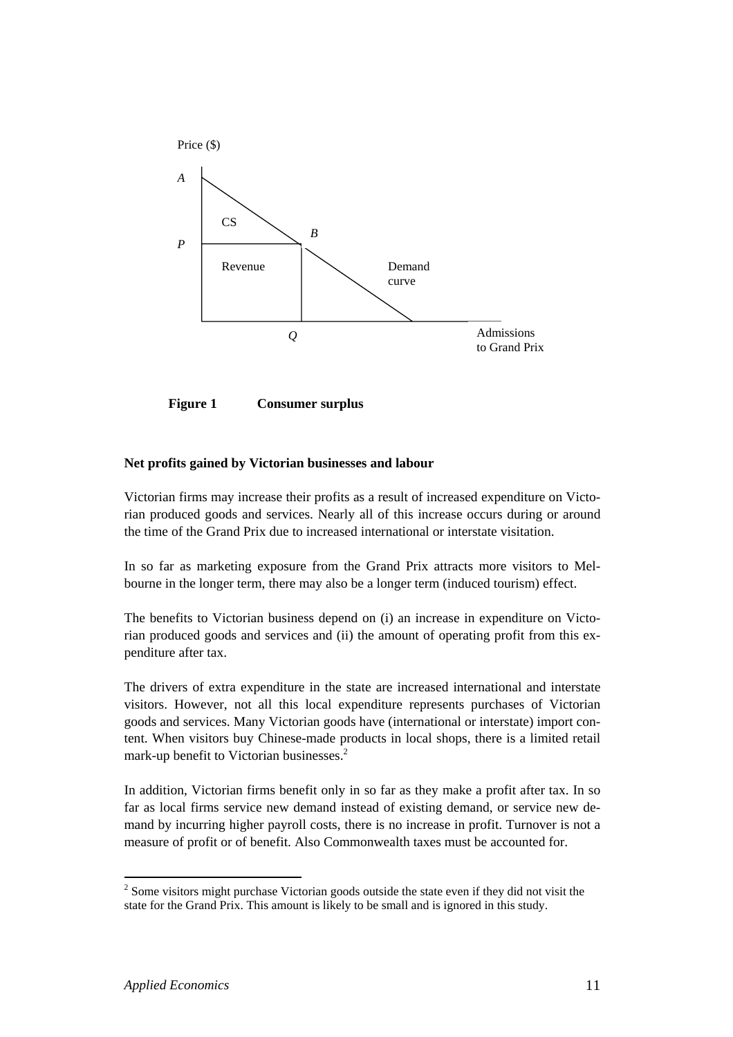Price ($)

A

CS

B

P

Revenue

Demand curve

Q

Admissions to Grand Prix

**Figure 1 Consumer surplus**

**Net profits gained by Victorian businesses and labour**

Victorian firms may increase their profits as a result of increased expenditure on Victorian produced goods and services. Nearly all of this increase occurs during or around the time of the Grand Prix due to increased international or interstate visitation.

In so far as marketing exposure from the Grand Prix attracts more visitors to Melbourne in the longer term, there may also be a longer term (induced tourism) effect.

The benefits to Victorian business depend on (i) an increase in expenditure on Victorian produced goods and services and (ii) the amount of operating profit from this expenditure after tax.

The drivers of extra expenditure in the state are increased international and interstate visitors. However, not all this local expenditure represents purchases of Victorian goods and services. Many Victorian goods have (international or interstate) import content. When visitors buy Chinese-made products in local shops, there is a limited retail mark-up benefit to Victorian businesses.[2]

In addition, Victorian firms benefit only in so far as they make a profit after tax. In so far as local firms service new demand instead of existing demand, or service new demand by incurring higher payroll costs, there is no increase in profit. Turnover is not a measure of profit or of benefit. Also Commonwealth taxes must be accounted for.

[2] Some visitors might purchase Victorian goods outside the state even if they did not visit the state for the Grand Prix. This amount is likely to be small and is ignored in this study.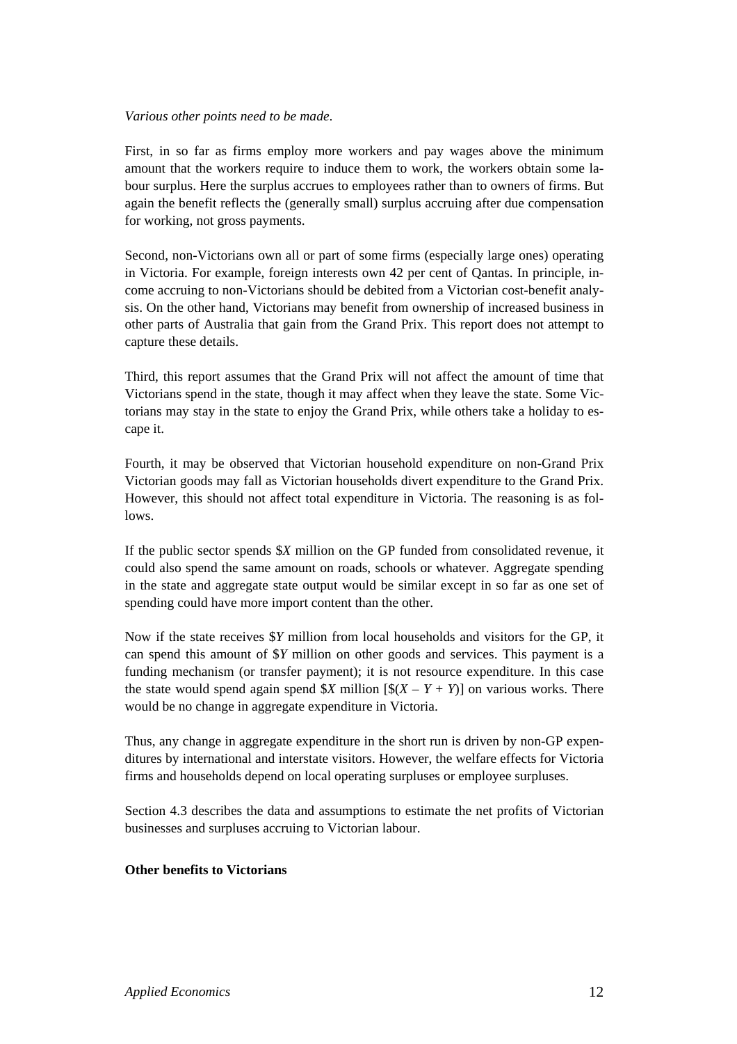*Various other points need to be made.*

First, in so far as firms employ more workers and pay wages above the minimum amount that the workers require to induce them to work, the workers obtain some labour surplus. Here the surplus accrues to employees rather than to owners of firms. But again the benefit reflects the (generally small) surplus accruing after due compensation for working, not gross payments.

Second, non-Victorians own all or part of some firms (especially large ones) operating in Victoria. For example, foreign interests own 42 per cent of Qantas. In principle, income accruing to non-Victorians should be debited from a Victorian cost-benefit analysis. On the other hand, Victorians may benefit from ownership of increased business in other parts of Australia that gain from the Grand Prix. This report does not attempt to capture these details.

Third, this report assumes that the Grand Prix will not affect the amount of time that Victorians spend in the state, though it may affect when they leave the state. Some Victorians may stay in the state to enjoy the Grand Prix, while others take a holiday to escape it.

Fourth, it may be observed that Victorian household expenditure on non-Grand Prix Victorian goods may fall as Victorian households divert expenditure to the Grand Prix. However, this should not affect total expenditure in Victoria. The reasoning is as follows.

If the public sector spends $\$X$ million on the GP funded from consolidated revenue, it could also spend the same amount on roads, schools or whatever. Aggregate spending in the state and aggregate state output would be similar except in so far as one set of spending could have more import content than the other.

Now if the state receives $\$Y$ million from local households and visitors for the GP, it can spend this amount of $\$Y$ million on other goods and services. This payment is a funding mechanism (or transfer payment); it is not resource expenditure. In this case the state would spend again spend $\$X$ million [$\$(X - Y + Y)$] on various works. There would be no change in aggregate expenditure in Victoria.

Thus, any change in aggregate expenditure in the short run is driven by non-GP expenditures by international and interstate visitors. However, the welfare effects for Victoria firms and households depend on local operating surpluses or employee surpluses.

Section 4.3 describes the data and assumptions to estimate the net profits of Victorian businesses and surpluses accruing to Victorian labour.

**Other benefits to Victorians**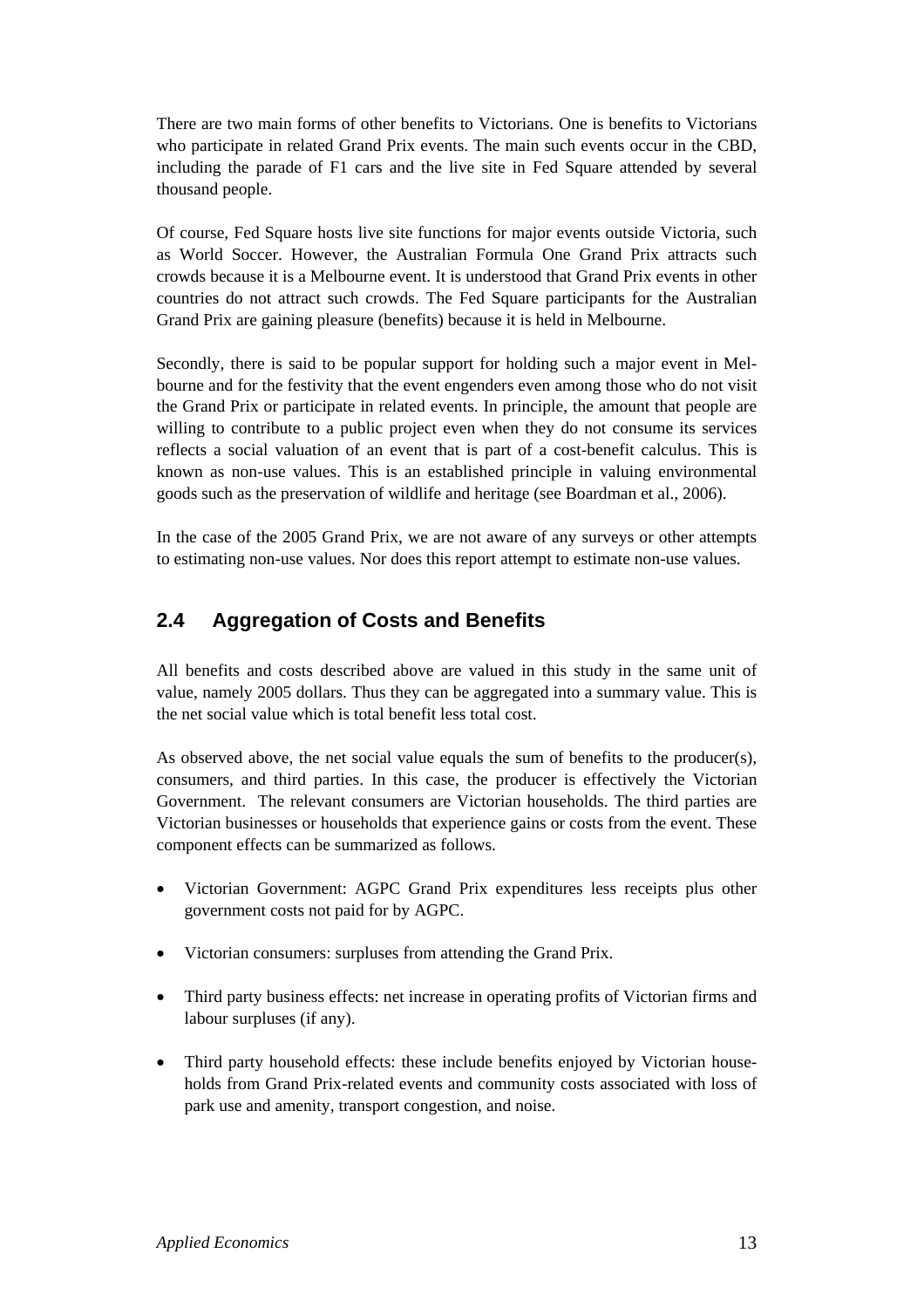There are two main forms of other benefits to Victorians. One is benefits to Victorians who participate in related Grand Prix events. The main such events occur in the CBD, including the parade of F1 cars and the live site in Fed Square attended by several thousand people.

Of course, Fed Square hosts live site functions for major events outside Victoria, such as World Soccer. However, the Australian Formula One Grand Prix attracts such crowds because it is a Melbourne event. It is understood that Grand Prix events in other countries do not attract such crowds. The Fed Square participants for the Australian Grand Prix are gaining pleasure (benefits) because it is held in Melbourne.

Secondly, there is said to be popular support for holding such a major event in Melbourne and for the festivity that the event engenders even among those who do not visit the Grand Prix or participate in related events. In principle, the amount that people are willing to contribute to a public project even when they do not consume its services reflects a social valuation of an event that is part of a cost-benefit calculus. This is known as non-use values. This is an established principle in valuing environmental goods such as the preservation of wildlife and heritage (see Boardman et al., 2006).

In the case of the 2005 Grand Prix, we are not aware of any surveys or other attempts to estimating non-use values. Nor does this report attempt to estimate non-use values.

## 2.4 Aggregation of Costs and Benefits

All benefits and costs described above are valued in this study in the same unit of value, namely 2005 dollars. Thus they can be aggregated into a summary value. This is the net social value which is total benefit less total cost.

As observed above, the net social value equals the sum of benefits to the producer(s), consumers, and third parties. In this case, the producer is effectively the Victorian Government. The relevant consumers are Victorian households. The third parties are Victorian businesses or households that experience gains or costs from the event. These component effects can be summarized as follows.

- Victorian Government: AGPC Grand Prix expenditures less receipts plus other government costs not paid for by AGPC.
- Victorian consumers: surpluses from attending the Grand Prix.
- Third party business effects: net increase in operating profits of Victorian firms and labour surpluses (if any).
- Third party household effects: these include benefits enjoyed by Victorian households from Grand Prix-related events and community costs associated with loss of park use and amenity, transport congestion, and noise.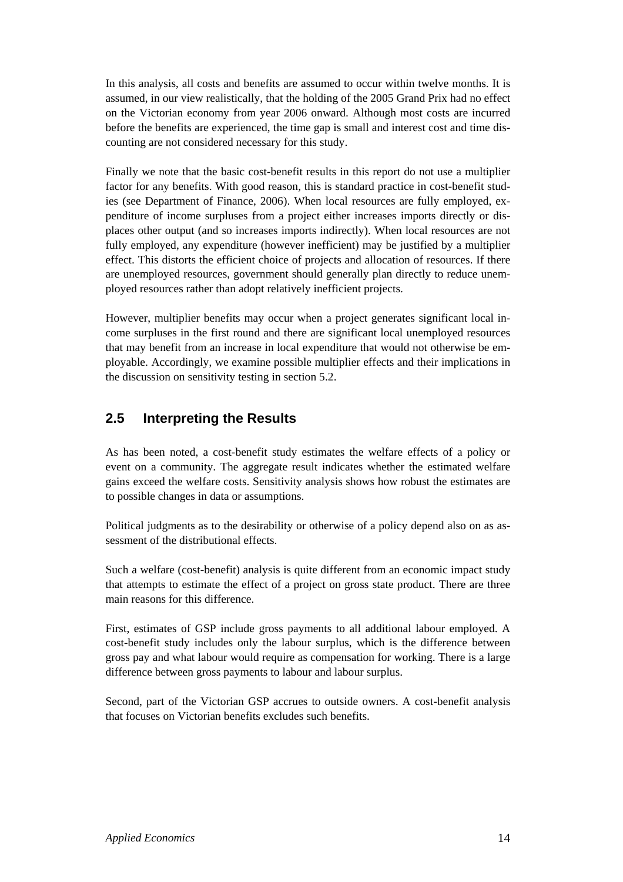In this analysis, all costs and benefits are assumed to occur within twelve months. It is assumed, in our view realistically, that the holding of the 2005 Grand Prix had no effect on the Victorian economy from year 2006 onward. Although most costs are incurred before the benefits are experienced, the time gap is small and interest cost and time discounting are not considered necessary for this study.

Finally we note that the basic cost-benefit results in this report do not use a multiplier factor for any benefits. With good reason, this is standard practice in cost-benefit studies (see Department of Finance, 2006). When local resources are fully employed, expenditure of income surpluses from a project either increases imports directly or displaces other output (and so increases imports indirectly). When local resources are not fully employed, any expenditure (however inefficient) may be justified by a multiplier effect. This distorts the efficient choice of projects and allocation of resources. If there are unemployed resources, government should generally plan directly to reduce unemployed resources rather than adopt relatively inefficient projects.

However, multiplier benefits may occur when a project generates significant local income surpluses in the first round and there are significant local unemployed resources that may benefit from an increase in local expenditure that would not otherwise be employable. Accordingly, we examine possible multiplier effects and their implications in the discussion on sensitivity testing in section 5.2.

## 2.5 Interpreting the Results

As has been noted, a cost-benefit study estimates the welfare effects of a policy or event on a community. The aggregate result indicates whether the estimated welfare gains exceed the welfare costs. Sensitivity analysis shows how robust the estimates are to possible changes in data or assumptions.

Political judgments as to the desirability or otherwise of a policy depend also on as assessment of the distributional effects.

Such a welfare (cost-benefit) analysis is quite different from an economic impact study that attempts to estimate the effect of a project on gross state product. There are three main reasons for this difference.

First, estimates of GSP include gross payments to all additional labour employed. A cost-benefit study includes only the labour surplus, which is the difference between gross pay and what labour would require as compensation for working. There is a large difference between gross payments to labour and labour surplus.

Second, part of the Victorian GSP accrues to outside owners. A cost-benefit analysis that focuses on Victorian benefits excludes such benefits.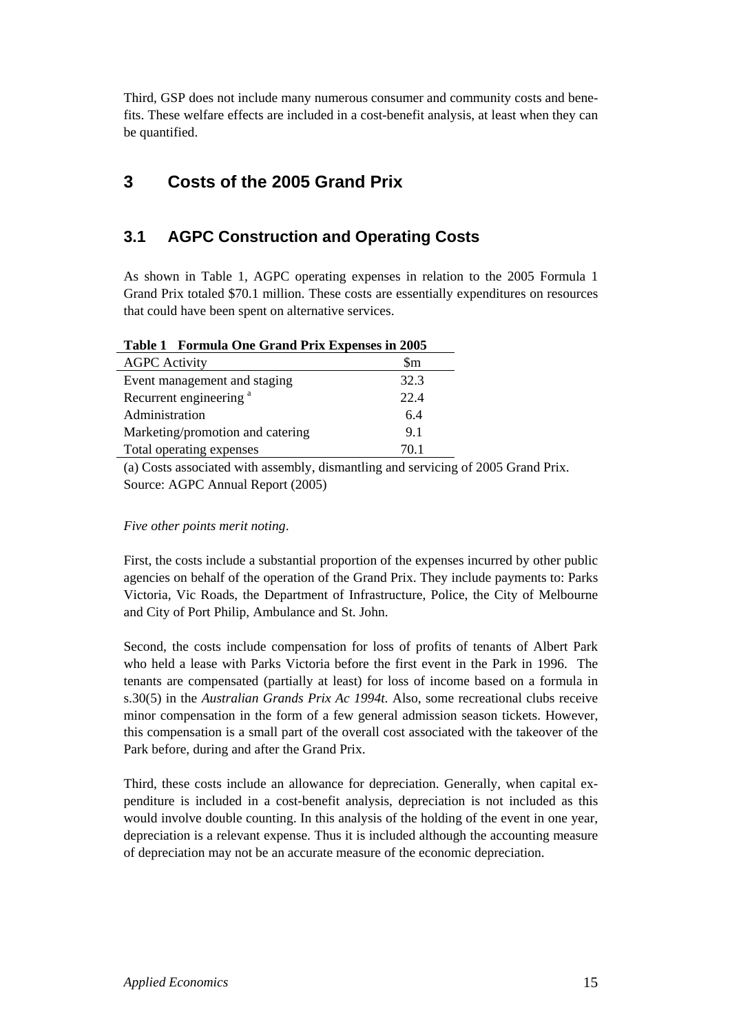Third, GSP does not include many numerous consumer and community costs and benefits. These welfare effects are included in a cost-benefit analysis, at least when they can be quantified.

## 3 Costs of the 2005 Grand Prix

### 3.1 AGPC Construction and Operating Costs

As shown in Table 1, AGPC operating expenses in relation to the 2005 Formula 1 Grand Prix totaled $70.1 million. These costs are essentially expenditures on resources that could have been spent on alternative services.

**Table 1 Formula One Grand Prix Expenses in 2005**

| AGPC Activity | $m |
|---|---|
| Event management and staging | 32.3 |
| Recurrent engineering [a] | 22.4 |
| Administration | 6.4 |
| Marketing/promotion and catering | 9.1 |
| Total operating expenses | 70.1 |

(a) Costs associated with assembly, dismantling and servicing of 2005 Grand Prix.
Source: AGPC Annual Report (2005)

*Five other points merit noting*.

First, the costs include a substantial proportion of the expenses incurred by other public agencies on behalf of the operation of the Grand Prix. They include payments to: Parks Victoria, Vic Roads, the Department of Infrastructure, Police, the City of Melbourne and City of Port Philip, Ambulance and St. John.

Second, the costs include compensation for loss of profits of tenants of Albert Park who held a lease with Parks Victoria before the first event in the Park in 1996. The tenants are compensated (partially at least) for loss of income based on a formula in s.30(5) in the *Australian Grands Prix Ac 1994t.* Also, some recreational clubs receive minor compensation in the form of a few general admission season tickets. However, this compensation is a small part of the overall cost associated with the takeover of the Park before, during and after the Grand Prix.

Third, these costs include an allowance for depreciation. Generally, when capital expenditure is included in a cost-benefit analysis, depreciation is not included as this would involve double counting. In this analysis of the holding of the event in one year, depreciation is a relevant expense. Thus it is included although the accounting measure of depreciation may not be an accurate measure of the economic depreciation.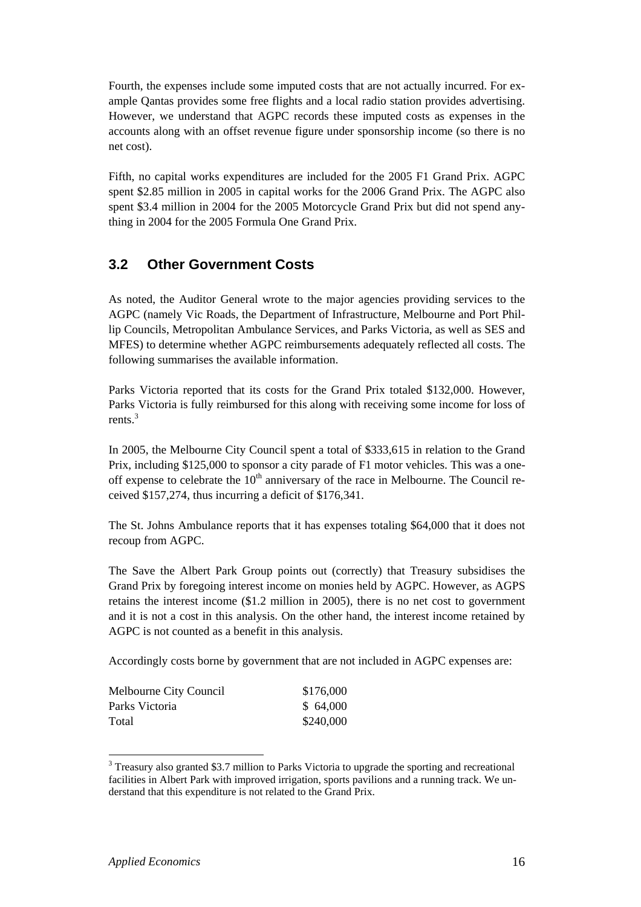Fourth, the expenses include some imputed costs that are not actually incurred. For example Qantas provides some free flights and a local radio station provides advertising. However, we understand that AGPC records these imputed costs as expenses in the accounts along with an offset revenue figure under sponsorship income (so there is no net cost).

Fifth, no capital works expenditures are included for the 2005 F1 Grand Prix. AGPC spent \$2.85 million in 2005 in capital works for the 2006 Grand Prix. The AGPC also spent \$3.4 million in 2004 for the 2005 Motorcycle Grand Prix but did not spend anything in 2004 for the 2005 Formula One Grand Prix.

## 3.2 Other Government Costs

As noted, the Auditor General wrote to the major agencies providing services to the AGPC (namely Vic Roads, the Department of Infrastructure, Melbourne and Port Phillip Councils, Metropolitan Ambulance Services, and Parks Victoria, as well as SES and MFES) to determine whether AGPC reimbursements adequately reflected all costs. The following summarises the available information.

Parks Victoria reported that its costs for the Grand Prix totaled \$132,000. However, Parks Victoria is fully reimbursed for this along with receiving some income for loss of rents.[3]

In 2005, the Melbourne City Council spent a total of \$333,615 in relation to the Grand Prix, including \$125,000 to sponsor a city parade of F1 motor vehicles. This was a one-off expense to celebrate the 10th anniversary of the race in Melbourne. The Council received \$157,274, thus incurring a deficit of \$176,341.

The St. Johns Ambulance reports that it has expenses totaling \$64,000 that it does not recoup from AGPC.

The Save the Albert Park Group points out (correctly) that Treasury subsidises the Grand Prix by foregoing interest income on monies held by AGPC. However, as AGPS retains the interest income (\$1.2 million in 2005), there is no net cost to government and it is not a cost in this analysis. On the other hand, the interest income retained by AGPC is not counted as a benefit in this analysis.

Accordingly costs borne by government that are not included in AGPC expenses are:

| | |
|---|---|
| Melbourne City Council | \$176,000 |
| Parks Victoria | \$ 64,000 |
| Total | \$240,000 |

[3] Treasury also granted \$3.7 million to Parks Victoria to upgrade the sporting and recreational facilities in Albert Park with improved irrigation, sports pavilions and a running track. We understand that this expenditure is not related to the Grand Prix.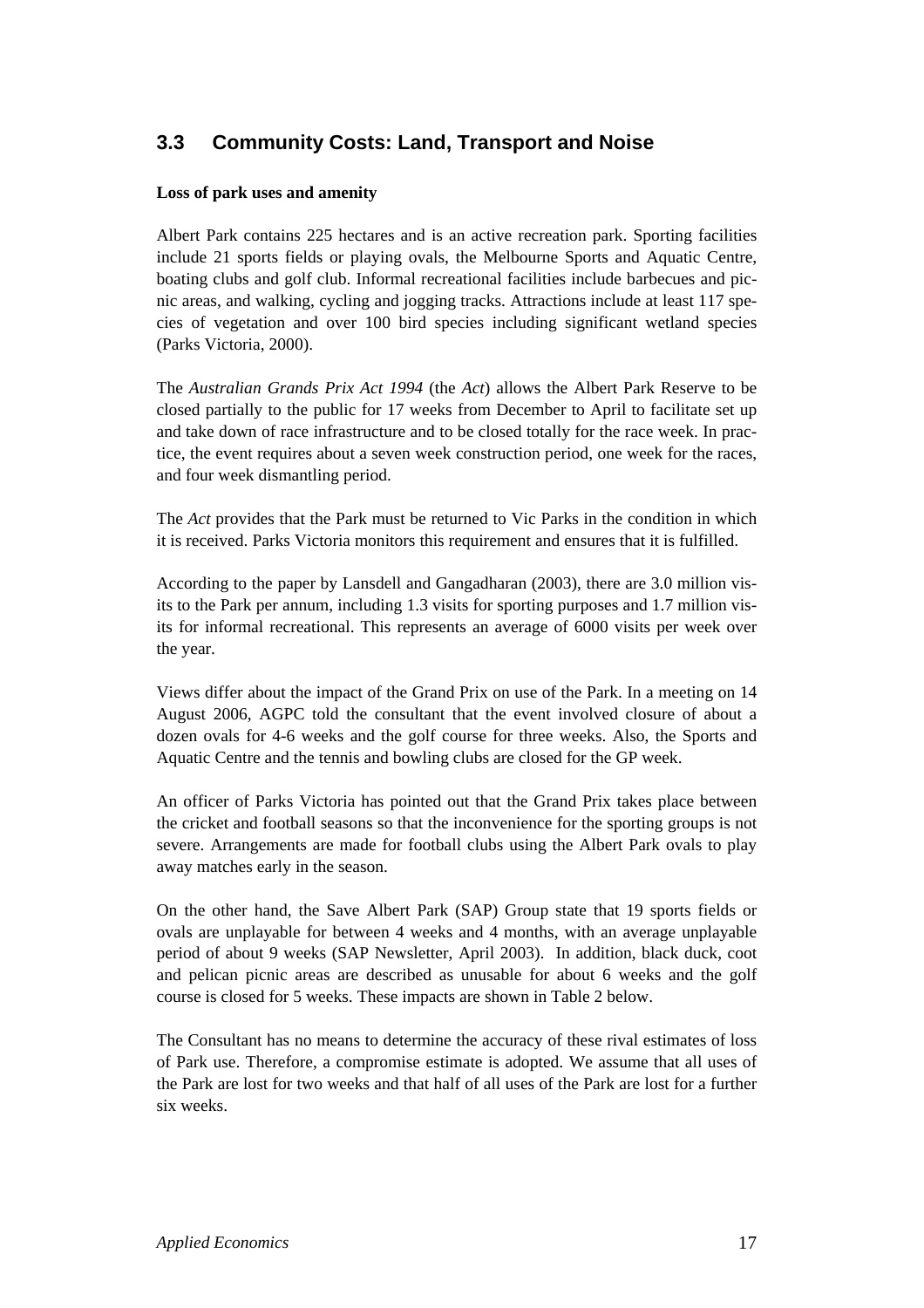## 3.3 Community Costs: Land, Transport and Noise

**Loss of park uses and amenity**

Albert Park contains 225 hectares and is an active recreation park. Sporting facilities include 21 sports fields or playing ovals, the Melbourne Sports and Aquatic Centre, boating clubs and golf club. Informal recreational facilities include barbecues and picnic areas, and walking, cycling and jogging tracks. Attractions include at least 117 species of vegetation and over 100 bird species including significant wetland species (Parks Victoria, 2000).

The *Australian Grands Prix Act 1994* (the *Act*) allows the Albert Park Reserve to be closed partially to the public for 17 weeks from December to April to facilitate set up and take down of race infrastructure and to be closed totally for the race week. In practice, the event requires about a seven week construction period, one week for the races, and four week dismantling period.

The *Act* provides that the Park must be returned to Vic Parks in the condition in which it is received. Parks Victoria monitors this requirement and ensures that it is fulfilled.

According to the paper by Lansdell and Gangadharan (2003), there are 3.0 million visits to the Park per annum, including 1.3 visits for sporting purposes and 1.7 million visits for informal recreational. This represents an average of 6000 visits per week over the year.

Views differ about the impact of the Grand Prix on use of the Park. In a meeting on 14 August 2006, AGPC told the consultant that the event involved closure of about a dozen ovals for 4-6 weeks and the golf course for three weeks. Also, the Sports and Aquatic Centre and the tennis and bowling clubs are closed for the GP week.

An officer of Parks Victoria has pointed out that the Grand Prix takes place between the cricket and football seasons so that the inconvenience for the sporting groups is not severe. Arrangements are made for football clubs using the Albert Park ovals to play away matches early in the season.

On the other hand, the Save Albert Park (SAP) Group state that 19 sports fields or ovals are unplayable for between 4 weeks and 4 months, with an average unplayable period of about 9 weeks (SAP Newsletter, April 2003). In addition, black duck, coot and pelican picnic areas are described as unusable for about 6 weeks and the golf course is closed for 5 weeks. These impacts are shown in Table 2 below.

The Consultant has no means to determine the accuracy of these rival estimates of loss of Park use. Therefore, a compromise estimate is adopted. We assume that all uses of the Park are lost for two weeks and that half of all uses of the Park are lost for a further six weeks.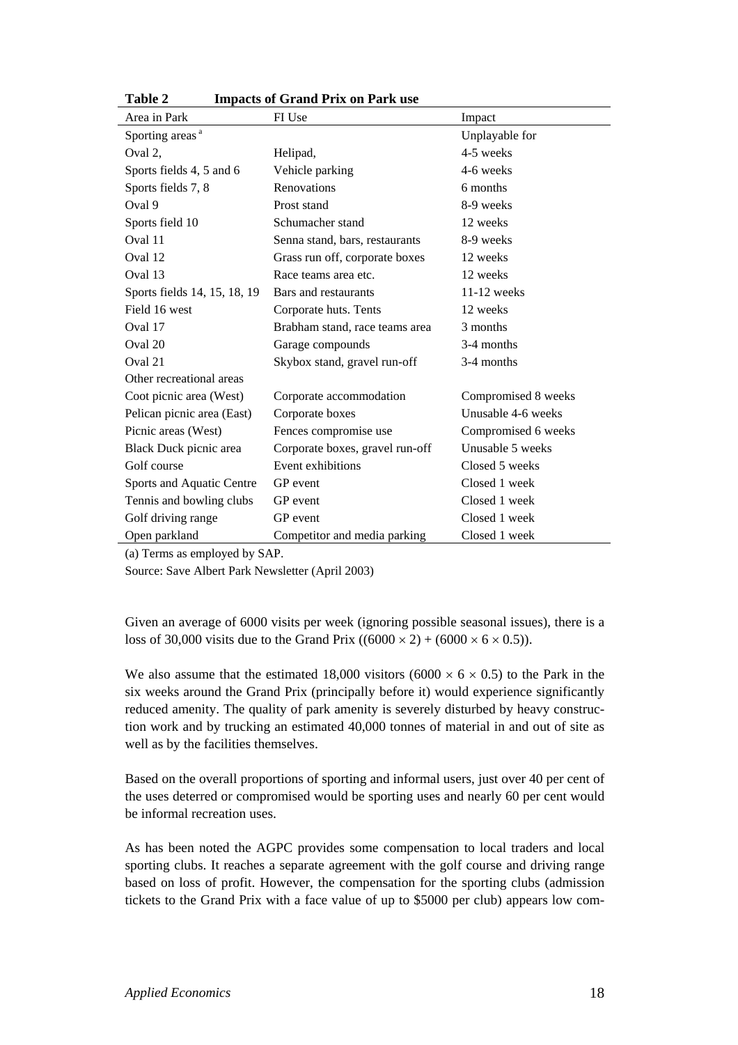**Table 2 Impacts of Grand Prix on Park use**

| Area in Park | FI Use | Impact |
|---|---|---|
| Sporting areas [a] | | Unplayable for |
| Oval 2, | Helipad, | 4-5 weeks |
| Sports fields 4, 5 and 6 | Vehicle parking | 4-6 weeks |
| Sports fields 7, 8 | Renovations | 6 months |
| Oval 9 | Prost stand | 8-9 weeks |
| Sports field 10 | Schumacher stand | 12 weeks |
| Oval 11 | Senna stand, bars, restaurants | 8-9 weeks |
| Oval 12 | Grass run off, corporate boxes | 12 weeks |
| Oval 13 | Race teams area etc. | 12 weeks |
| Sports fields 14, 15, 18, 19 | Bars and restaurants | 11-12 weeks |
| Field 16 west | Corporate huts. Tents | 12 weeks |
| Oval 17 | Brabham stand, race teams area | 3 months |
| Oval 20 | Garage compounds | 3-4 months |
| Oval 21 | Skybox stand, gravel run-off | 3-4 months |
| Other recreational areas | | |
| Coot picnic area (West) | Corporate accommodation | Compromised 8 weeks |
| Pelican picnic area (East) | Corporate boxes | Unusable 4-6 weeks |
| Picnic areas (West) | Fences compromise use | Compromised 6 weeks |
| Black Duck picnic area | Corporate boxes, gravel run-off | Unusable 5 weeks |
| Golf course | Event exhibitions | Closed 5 weeks |
| Sports and Aquatic Centre | GP event | Closed 1 week |
| Tennis and bowling clubs | GP event | Closed 1 week |
| Golf driving range | GP event | Closed 1 week |
| Open parkland | Competitor and media parking | Closed 1 week |

(a) Terms as employed by SAP.

Source: Save Albert Park Newsletter (April 2003)

Given an average of 6000 visits per week (ignoring possible seasonal issues), there is a loss of 30,000 visits due to the Grand Prix $((6000 \times 2) + (6000 \times 6 \times 0.5))$.

We also assume that the estimated 18,000 visitors $(6000 \times 6 \times 0.5)$ to the Park in the six weeks around the Grand Prix (principally before it) would experience significantly reduced amenity. The quality of park amenity is severely disturbed by heavy construction work and by trucking an estimated 40,000 tonnes of material in and out of site as well as by the facilities themselves.

Based on the overall proportions of sporting and informal users, just over 40 per cent of the uses deterred or compromised would be sporting uses and nearly 60 per cent would be informal recreation uses.

As has been noted the AGPC provides some compensation to local traders and local sporting clubs. It reaches a separate agreement with the golf course and driving range based on loss of profit. However, the compensation for the sporting clubs (admission tickets to the Grand Prix with a face value of up to \$5000 per club) appears low com-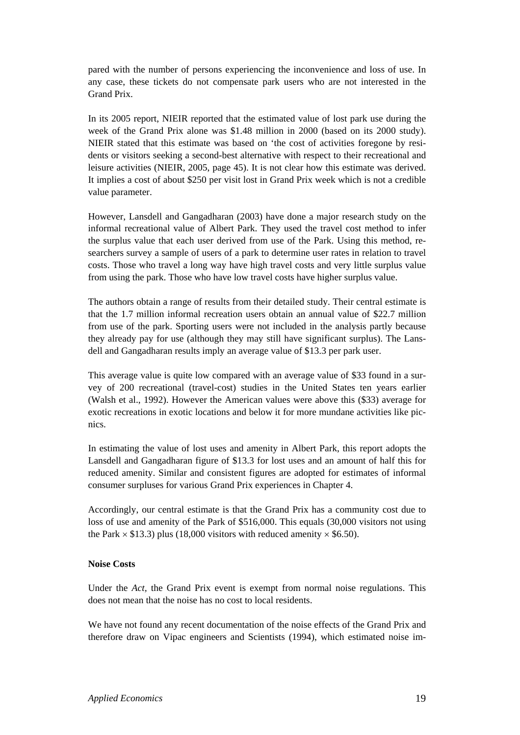pared with the number of persons experiencing the inconvenience and loss of use. In any case, these tickets do not compensate park users who are not interested in the Grand Prix.

In its 2005 report, NIEIR reported that the estimated value of lost park use during the week of the Grand Prix alone was $1.48 million in 2000 (based on its 2000 study). NIEIR stated that this estimate was based on 'the cost of activities foregone by residents or visitors seeking a second-best alternative with respect to their recreational and leisure activities (NIEIR, 2005, page 45). It is not clear how this estimate was derived. It implies a cost of about $250 per visit lost in Grand Prix week which is not a credible value parameter.

However, Lansdell and Gangadharan (2003) have done a major research study on the informal recreational value of Albert Park. They used the travel cost method to infer the surplus value that each user derived from use of the Park. Using this method, researchers survey a sample of users of a park to determine user rates in relation to travel costs. Those who travel a long way have high travel costs and very little surplus value from using the park. Those who have low travel costs have higher surplus value.

The authors obtain a range of results from their detailed study. Their central estimate is that the 1.7 million informal recreation users obtain an annual value of $22.7 million from use of the park. Sporting users were not included in the analysis partly because they already pay for use (although they may still have significant surplus). The Lansdell and Gangadharan results imply an average value of $13.3 per park user.

This average value is quite low compared with an average value of $33 found in a survey of 200 recreational (travel-cost) studies in the United States ten years earlier (Walsh et al., 1992). However the American values were above this ($33) average for exotic recreations in exotic locations and below it for more mundane activities like picnics.

In estimating the value of lost uses and amenity in Albert Park, this report adopts the Lansdell and Gangadharan figure of $13.3 for lost uses and an amount of half this for reduced amenity. Similar and consistent figures are adopted for estimates of informal consumer surpluses for various Grand Prix experiences in Chapter 4.

Accordingly, our central estimate is that the Grand Prix has a community cost due to loss of use and amenity of the Park of $516,000. This equals (30,000 visitors not using the Park × $13.3) plus (18,000 visitors with reduced amenity × $6.50).

**Noise Costs**

Under the *Act*, the Grand Prix event is exempt from normal noise regulations. This does not mean that the noise has no cost to local residents.

We have not found any recent documentation of the noise effects of the Grand Prix and therefore draw on Vipac engineers and Scientists (1994), which estimated noise im-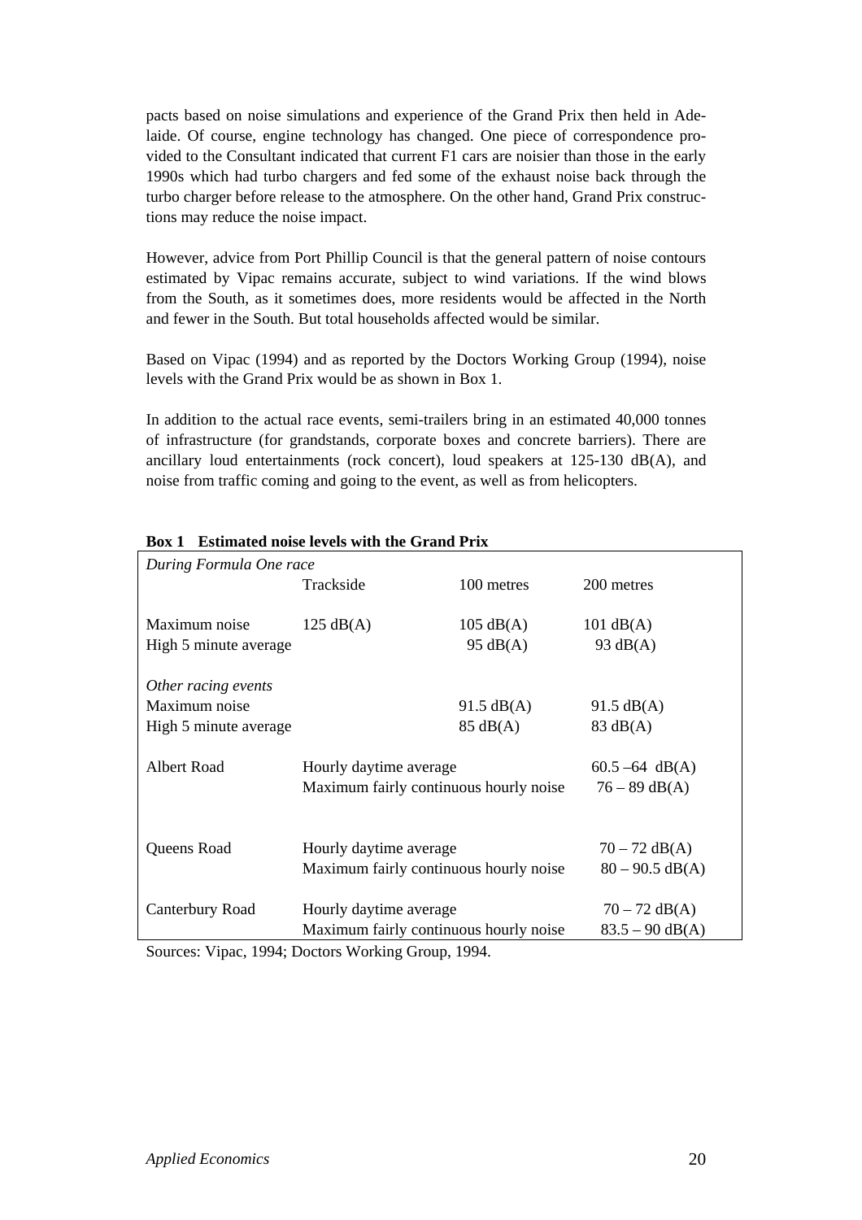pacts based on noise simulations and experience of the Grand Prix then held in Adelaide. Of course, engine technology has changed. One piece of correspondence provided to the Consultant indicated that current F1 cars are noisier than those in the early 1990s which had turbo chargers and fed some of the exhaust noise back through the turbo charger before release to the atmosphere. On the other hand, Grand Prix constructions may reduce the noise impact.

However, advice from Port Phillip Council is that the general pattern of noise contours estimated by Vipac remains accurate, subject to wind variations. If the wind blows from the South, as it sometimes does, more residents would be affected in the North and fewer in the South. But total households affected would be similar.

Based on Vipac (1994) and as reported by the Doctors Working Group (1994), noise levels with the Grand Prix would be as shown in Box 1.

In addition to the actual race events, semi-trailers bring in an estimated 40,000 tonnes of infrastructure (for grandstands, corporate boxes and concrete barriers). There are ancillary loud entertainments (rock concert), loud speakers at 125-130 dB(A), and noise from traffic coming and going to the event, as well as from helicopters.

**Box 1 Estimated noise levels with the Grand Prix**

| *During Formula One race* | Trackside | 100 metres | 200 metres |
|---|---|---|---|
| Maximum noise | 125 dB(A) | 105 dB(A) | 101 dB(A) |
| High 5 minute average | | 95 dB(A) | 93 dB(A) |
| *Other racing events* | | | |
| Maximum noise | | 91.5 dB(A) | 91.5 dB(A) |
| High 5 minute average | | 85 dB(A) | 83 dB(A) |
| Albert Road | Hourly daytime average | | 60.5 –64 dB(A) |
| | Maximum fairly continuous hourly noise | | 76 – 89 dB(A) |
| Queens Road | Hourly daytime average | | 70 – 72 dB(A) |
| | Maximum fairly continuous hourly noise | | 80 – 90.5 dB(A) |
| Canterbury Road | Hourly daytime average | | 70 – 72 dB(A) |
| | Maximum fairly continuous hourly noise | | 83.5 – 90 dB(A) |

Sources: Vipac, 1994; Doctors Working Group, 1994.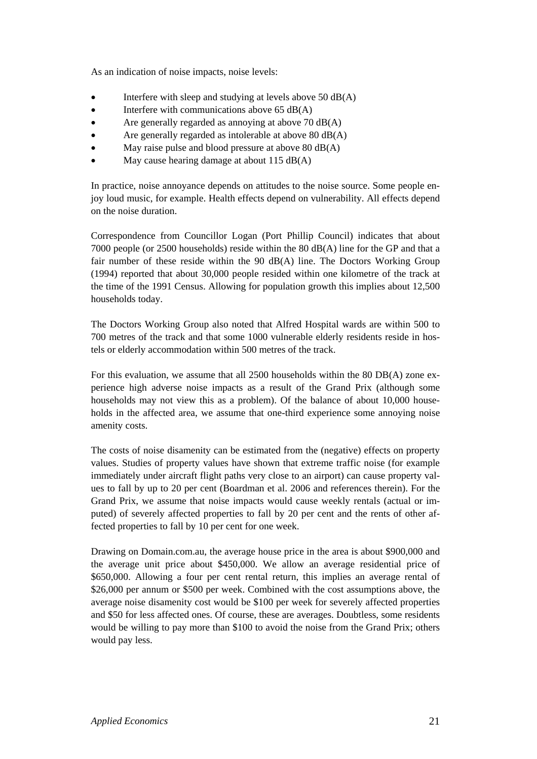As an indication of noise impacts, noise levels:

- Interfere with sleep and studying at levels above 50 dB(A)
- Interfere with communications above 65 dB(A)
- Are generally regarded as annoying at above 70 dB(A)
- Are generally regarded as intolerable at above 80 dB(A)
- May raise pulse and blood pressure at above 80 dB(A)
- May cause hearing damage at about 115 dB(A)

In practice, noise annoyance depends on attitudes to the noise source. Some people enjoy loud music, for example. Health effects depend on vulnerability. All effects depend on the noise duration.

Correspondence from Councillor Logan (Port Phillip Council) indicates that about 7000 people (or 2500 households) reside within the 80 dB(A) line for the GP and that a fair number of these reside within the 90 dB(A) line. The Doctors Working Group (1994) reported that about 30,000 people resided within one kilometre of the track at the time of the 1991 Census. Allowing for population growth this implies about 12,500 households today.

The Doctors Working Group also noted that Alfred Hospital wards are within 500 to 700 metres of the track and that some 1000 vulnerable elderly residents reside in hostels or elderly accommodation within 500 metres of the track.

For this evaluation, we assume that all 2500 households within the 80 DB(A) zone experience high adverse noise impacts as a result of the Grand Prix (although some households may not view this as a problem). Of the balance of about 10,000 households in the affected area, we assume that one-third experience some annoying noise amenity costs.

The costs of noise disamenity can be estimated from the (negative) effects on property values. Studies of property values have shown that extreme traffic noise (for example immediately under aircraft flight paths very close to an airport) can cause property values to fall by up to 20 per cent (Boardman et al. 2006 and references therein). For the Grand Prix, we assume that noise impacts would cause weekly rentals (actual or imputed) of severely affected properties to fall by 20 per cent and the rents of other affected properties to fall by 10 per cent for one week.

Drawing on Domain.com.au, the average house price in the area is about \$900,000 and the average unit price about \$450,000. We allow an average residential price of \$650,000. Allowing a four per cent rental return, this implies an average rental of \$26,000 per annum or \$500 per week. Combined with the cost assumptions above, the average noise disamenity cost would be \$100 per week for severely affected properties and \$50 for less affected ones. Of course, these are averages. Doubtless, some residents would be willing to pay more than \$100 to avoid the noise from the Grand Prix; others would pay less.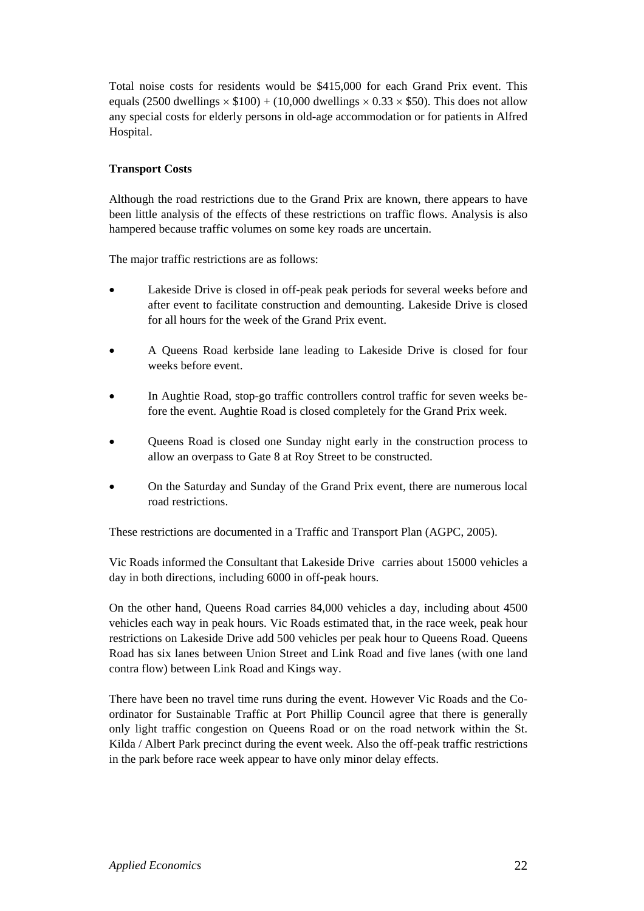Total noise costs for residents would be \$415,000 for each Grand Prix event. This equals (2500 dwellings $\times$ \$100) + (10,000 dwellings $\times$ 0.33 $\times$ \$50). This does not allow any special costs for elderly persons in old-age accommodation or for patients in Alfred Hospital.

**Transport Costs**

Although the road restrictions due to the Grand Prix are known, there appears to have been little analysis of the effects of these restrictions on traffic flows. Analysis is also hampered because traffic volumes on some key roads are uncertain.

The major traffic restrictions are as follows:

- Lakeside Drive is closed in off-peak peak periods for several weeks before and after event to facilitate construction and demounting. Lakeside Drive is closed for all hours for the week of the Grand Prix event.
- A Queens Road kerbside lane leading to Lakeside Drive is closed for four weeks before event.
- In Aughtie Road, stop-go traffic controllers control traffic for seven weeks before the event. Aughtie Road is closed completely for the Grand Prix week.
- Queens Road is closed one Sunday night early in the construction process to allow an overpass to Gate 8 at Roy Street to be constructed.
- On the Saturday and Sunday of the Grand Prix event, there are numerous local road restrictions.

These restrictions are documented in a Traffic and Transport Plan (AGPC, 2005).

Vic Roads informed the Consultant that Lakeside Drive carries about 15000 vehicles a day in both directions, including 6000 in off-peak hours.

On the other hand, Queens Road carries 84,000 vehicles a day, including about 4500 vehicles each way in peak hours. Vic Roads estimated that, in the race week, peak hour restrictions on Lakeside Drive add 500 vehicles per peak hour to Queens Road. Queens Road has six lanes between Union Street and Link Road and five lanes (with one land contra flow) between Link Road and Kings way.

There have been no travel time runs during the event. However Vic Roads and the Co-ordinator for Sustainable Traffic at Port Phillip Council agree that there is generally only light traffic congestion on Queens Road or on the road network within the St. Kilda / Albert Park precinct during the event week. Also the off-peak traffic restrictions in the park before race week appear to have only minor delay effects.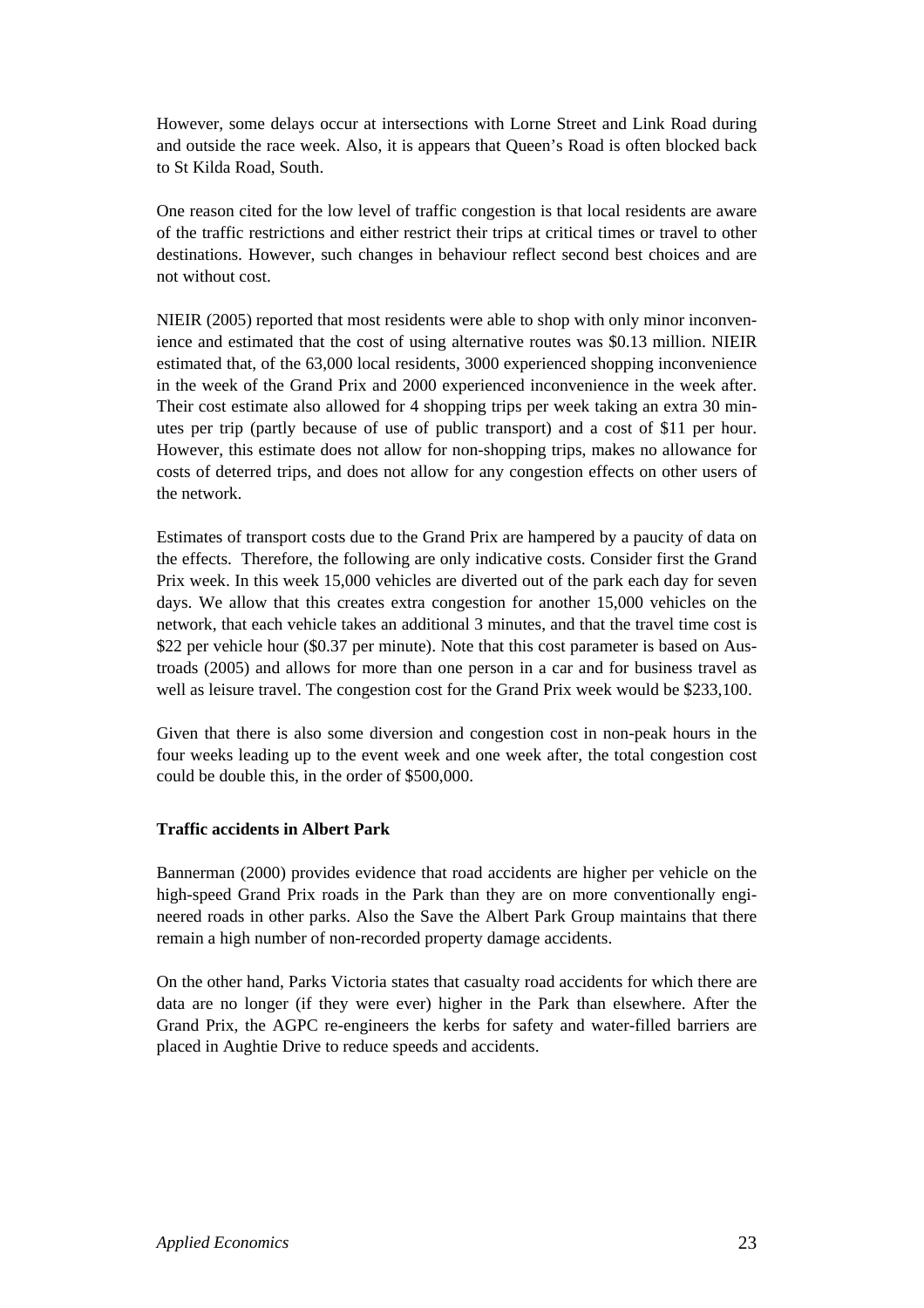However, some delays occur at intersections with Lorne Street and Link Road during and outside the race week. Also, it is appears that Queen's Road is often blocked back to St Kilda Road, South.

One reason cited for the low level of traffic congestion is that local residents are aware of the traffic restrictions and either restrict their trips at critical times or travel to other destinations. However, such changes in behaviour reflect second best choices and are not without cost.

NIEIR (2005) reported that most residents were able to shop with only minor inconvenience and estimated that the cost of using alternative routes was $0.13 million. NIEIR estimated that, of the 63,000 local residents, 3000 experienced shopping inconvenience in the week of the Grand Prix and 2000 experienced inconvenience in the week after. Their cost estimate also allowed for 4 shopping trips per week taking an extra 30 minutes per trip (partly because of use of public transport) and a cost of $11 per hour. However, this estimate does not allow for non-shopping trips, makes no allowance for costs of deterred trips, and does not allow for any congestion effects on other users of the network.

Estimates of transport costs due to the Grand Prix are hampered by a paucity of data on the effects. Therefore, the following are only indicative costs. Consider first the Grand Prix week. In this week 15,000 vehicles are diverted out of the park each day for seven days. We allow that this creates extra congestion for another 15,000 vehicles on the network, that each vehicle takes an additional 3 minutes, and that the travel time cost is $22 per vehicle hour ($0.37 per minute). Note that this cost parameter is based on Austroads (2005) and allows for more than one person in a car and for business travel as well as leisure travel. The congestion cost for the Grand Prix week would be $233,100.

Given that there is also some diversion and congestion cost in non-peak hours in the four weeks leading up to the event week and one week after, the total congestion cost could be double this, in the order of $500,000.

**Traffic accidents in Albert Park**

Bannerman (2000) provides evidence that road accidents are higher per vehicle on the high-speed Grand Prix roads in the Park than they are on more conventionally engineered roads in other parks. Also the Save the Albert Park Group maintains that there remain a high number of non-recorded property damage accidents.

On the other hand, Parks Victoria states that casualty road accidents for which there are data are no longer (if they were ever) higher in the Park than elsewhere. After the Grand Prix, the AGPC re-engineers the kerbs for safety and water-filled barriers are placed in Aughtie Drive to reduce speeds and accidents.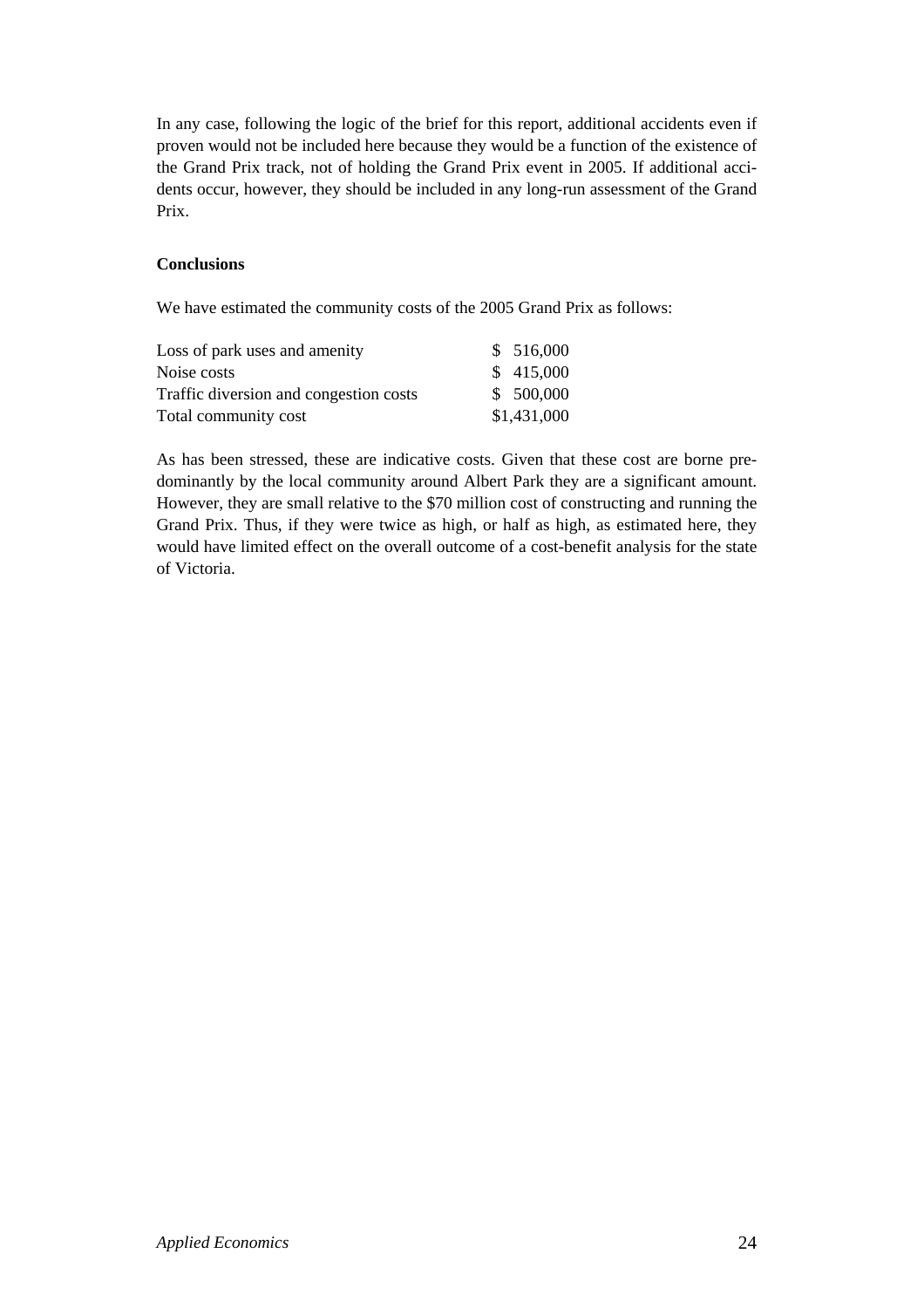In any case, following the logic of the brief for this report, additional accidents even if proven would not be included here because they would be a function of the existence of the Grand Prix track, not of holding the Grand Prix event in 2005. If additional accidents occur, however, they should be included in any long-run assessment of the Grand Prix.

**Conclusions**

We have estimated the community costs of the 2005 Grand Prix as follows:

| | |
|---|---|
| Loss of park uses and amenity | $ 516,000 |
| Noise costs | $ 415,000 |
| Traffic diversion and congestion costs | $ 500,000 |
| Total community cost | $1,431,000 |

As has been stressed, these are indicative costs. Given that these cost are borne predominantly by the local community around Albert Park they are a significant amount. However, they are small relative to the $70 million cost of constructing and running the Grand Prix. Thus, if they were twice as high, or half as high, as estimated here, they would have limited effect on the overall outcome of a cost-benefit analysis for the state of Victoria.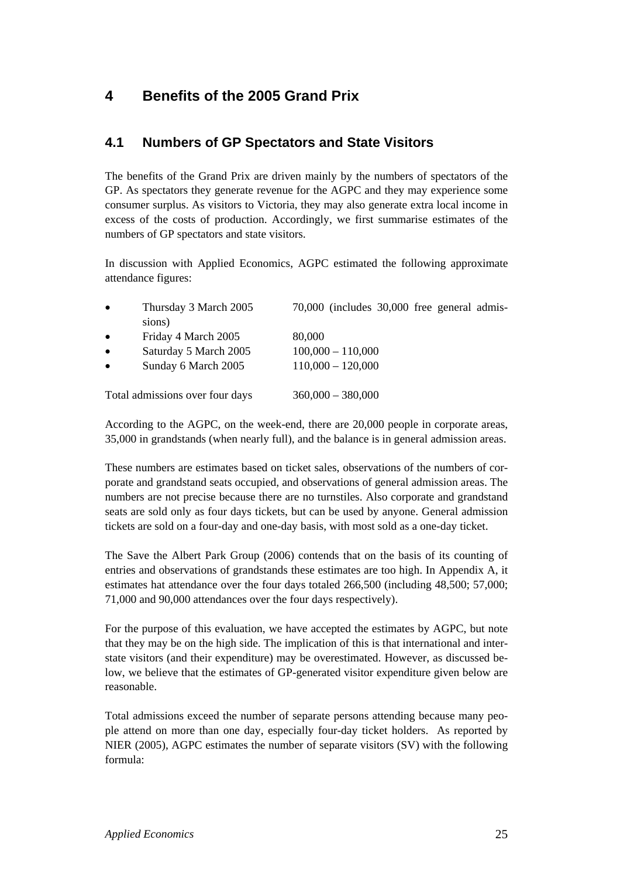# 4 Benefits of the 2005 Grand Prix

## 4.1 Numbers of GP Spectators and State Visitors

The benefits of the Grand Prix are driven mainly by the numbers of spectators of the GP. As spectators they generate revenue for the AGPC and they may experience some consumer surplus. As visitors to Victoria, they may also generate extra local income in excess of the costs of production. Accordingly, we first summarise estimates of the numbers of GP spectators and state visitors.

In discussion with Applied Economics, AGPC estimated the following approximate attendance figures:

- Thursday 3 March 2005 — 70,000 (includes 30,000 free general admissions)
- Friday 4 March 2005 — 80,000
- Saturday 5 March 2005 — 100,000 – 110,000
- Sunday 6 March 2005 — 110,000 – 120,000

Total admissions over four days — 360,000 – 380,000

According to the AGPC, on the week-end, there are 20,000 people in corporate areas, 35,000 in grandstands (when nearly full), and the balance is in general admission areas.

These numbers are estimates based on ticket sales, observations of the numbers of corporate and grandstand seats occupied, and observations of general admission areas. The numbers are not precise because there are no turnstiles. Also corporate and grandstand seats are sold only as four days tickets, but can be used by anyone. General admission tickets are sold on a four-day and one-day basis, with most sold as a one-day ticket.

The Save the Albert Park Group (2006) contends that on the basis of its counting of entries and observations of grandstands these estimates are too high. In Appendix A, it estimates hat attendance over the four days totaled 266,500 (including 48,500; 57,000; 71,000 and 90,000 attendances over the four days respectively).

For the purpose of this evaluation, we have accepted the estimates by AGPC, but note that they may be on the high side. The implication of this is that international and interstate visitors (and their expenditure) may be overestimated. However, as discussed below, we believe that the estimates of GP-generated visitor expenditure given below are reasonable.

Total admissions exceed the number of separate persons attending because many people attend on more than one day, especially four-day ticket holders. As reported by NIER (2005), AGPC estimates the number of separate visitors (SV) with the following formula: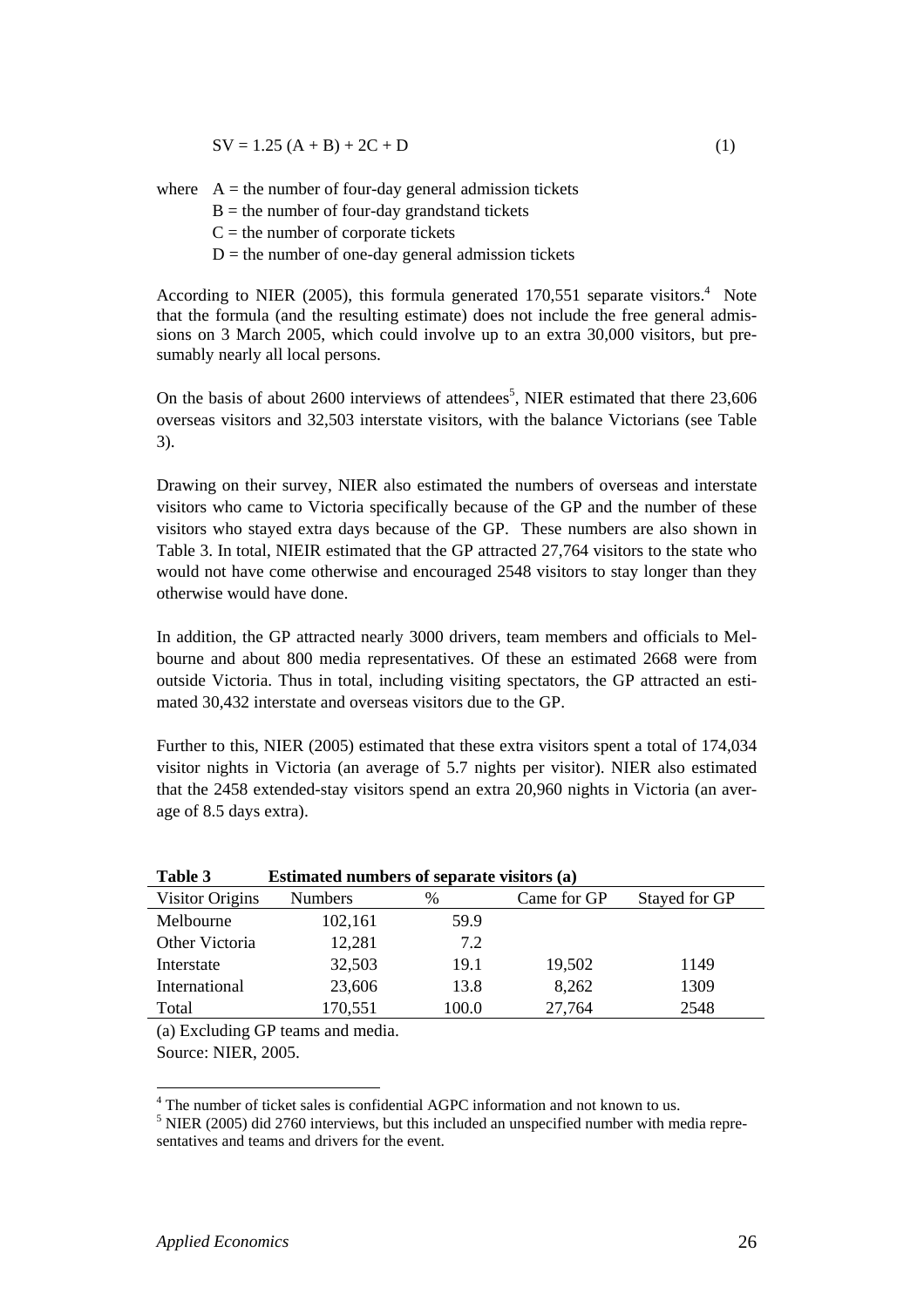$$SV = 1.25\,(A + B) + 2C + D \qquad (1)$$

where $A$ = the number of four-day general admission tickets
$B$ = the number of four-day grandstand tickets
$C$ = the number of corporate tickets
$D$ = the number of one-day general admission tickets

According to NIER (2005), this formula generated 170,551 separate visitors.[4] Note that the formula (and the resulting estimate) does not include the free general admissions on 3 March 2005, which could involve up to an extra 30,000 visitors, but presumably nearly all local persons.

On the basis of about 2600 interviews of attendees[5], NIER estimated that there 23,606 overseas visitors and 32,503 interstate visitors, with the balance Victorians (see Table 3).

Drawing on their survey, NIER also estimated the numbers of overseas and interstate visitors who came to Victoria specifically because of the GP and the number of these visitors who stayed extra days because of the GP. These numbers are also shown in Table 3. In total, NIEIR estimated that the GP attracted 27,764 visitors to the state who would not have come otherwise and encouraged 2548 visitors to stay longer than they otherwise would have done.

In addition, the GP attracted nearly 3000 drivers, team members and officials to Melbourne and about 800 media representatives. Of these an estimated 2668 were from outside Victoria. Thus in total, including visiting spectators, the GP attracted an estimated 30,432 interstate and overseas visitors due to the GP.

Further to this, NIER (2005) estimated that these extra visitors spent a total of 174,034 visitor nights in Victoria (an average of 5.7 nights per visitor). NIER also estimated that the 2458 extended-stay visitors spend an extra 20,960 nights in Victoria (an average of 8.5 days extra).

**Table 3 Estimated numbers of separate visitors (a)**

| Visitor Origins | Numbers | % | Came for GP | Stayed for GP |
|---|---|---|---|---|
| Melbourne | 102,161 | 59.9 | | |
| Other Victoria | 12,281 | 7.2 | | |
| Interstate | 32,503 | 19.1 | 19,502 | 1149 |
| International | 23,606 | 13.8 | 8,262 | 1309 |
| Total | 170,551 | 100.0 | 27,764 | 2548 |

(a) Excluding GP teams and media.
Source: NIER, 2005.

[4] The number of ticket sales is confidential AGPC information and not known to us.
[5] NIER (2005) did 2760 interviews, but this included an unspecified number with media representatives and teams and drivers for the event.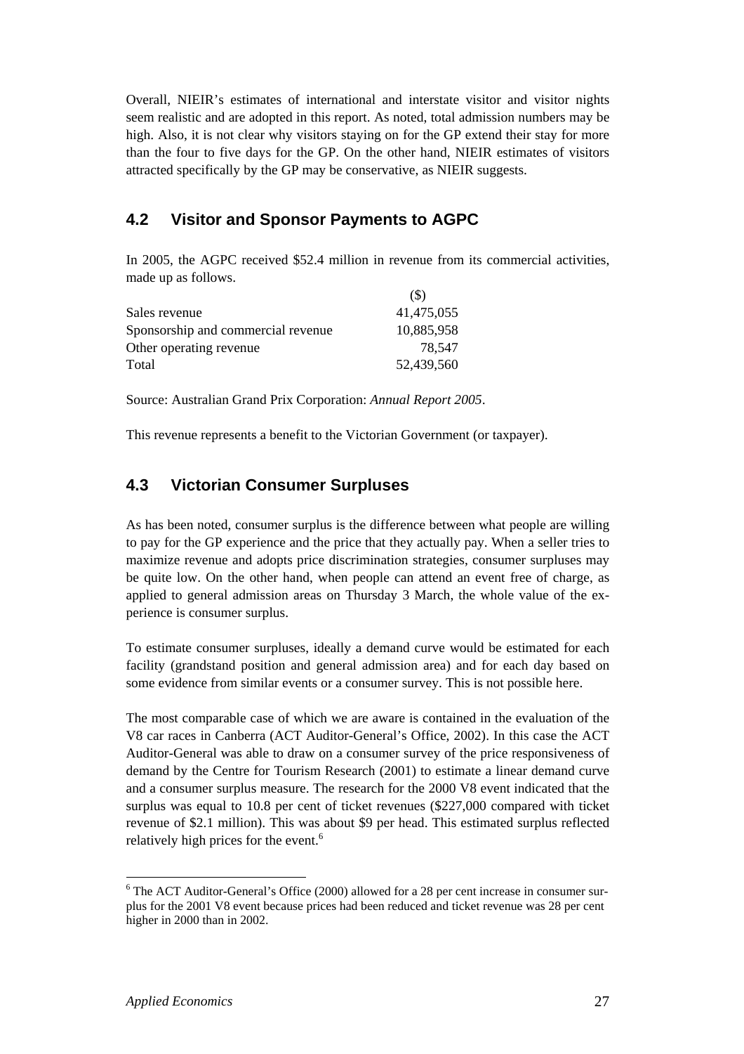Overall, NIEIR's estimates of international and interstate visitor and visitor nights seem realistic and are adopted in this report. As noted, total admission numbers may be high. Also, it is not clear why visitors staying on for the GP extend their stay for more than the four to five days for the GP. On the other hand, NIEIR estimates of visitors attracted specifically by the GP may be conservative, as NIEIR suggests.

## 4.2 Visitor and Sponsor Payments to AGPC

In 2005, the AGPC received $52.4 million in revenue from its commercial activities, made up as follows.

| | ($) |
|---|---|
| Sales revenue | 41,475,055 |
| Sponsorship and commercial revenue | 10,885,958 |
| Other operating revenue | 78,547 |
| Total | 52,439,560 |

Source: Australian Grand Prix Corporation: *Annual Report 2005*.

This revenue represents a benefit to the Victorian Government (or taxpayer).

## 4.3 Victorian Consumer Surpluses

As has been noted, consumer surplus is the difference between what people are willing to pay for the GP experience and the price that they actually pay. When a seller tries to maximize revenue and adopts price discrimination strategies, consumer surpluses may be quite low. On the other hand, when people can attend an event free of charge, as applied to general admission areas on Thursday 3 March, the whole value of the experience is consumer surplus.

To estimate consumer surpluses, ideally a demand curve would be estimated for each facility (grandstand position and general admission area) and for each day based on some evidence from similar events or a consumer survey. This is not possible here.

The most comparable case of which we are aware is contained in the evaluation of the V8 car races in Canberra (ACT Auditor-General's Office, 2002). In this case the ACT Auditor-General was able to draw on a consumer survey of the price responsiveness of demand by the Centre for Tourism Research (2001) to estimate a linear demand curve and a consumer surplus measure. The research for the 2000 V8 event indicated that the surplus was equal to 10.8 per cent of ticket revenues ($227,000 compared with ticket revenue of $2.1 million). This was about $9 per head. This estimated surplus reflected relatively high prices for the event.[6]

---

[6] The ACT Auditor-General's Office (2000) allowed for a 28 per cent increase in consumer surplus for the 2001 V8 event because prices had been reduced and ticket revenue was 28 per cent higher in 2000 than in 2002.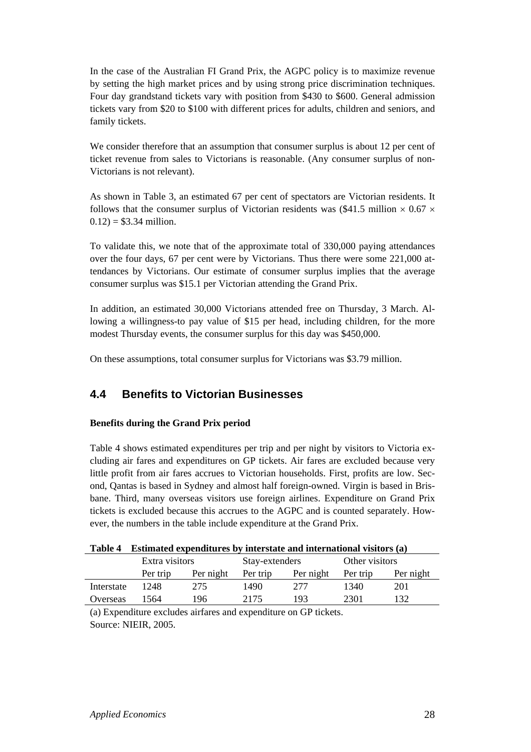In the case of the Australian FI Grand Prix, the AGPC policy is to maximize revenue by setting the high market prices and by using strong price discrimination techniques. Four day grandstand tickets vary with position from $430 to $600. General admission tickets vary from $20 to $100 with different prices for adults, children and seniors, and family tickets.

We consider therefore that an assumption that consumer surplus is about 12 per cent of ticket revenue from sales to Victorians is reasonable. (Any consumer surplus of non-Victorians is not relevant).

As shown in Table 3, an estimated 67 per cent of spectators are Victorian residents. It follows that the consumer surplus of Victorian residents was ($41.5 million $\times$ 0.67 $\times$ 0.12) = $3.34 million.

To validate this, we note that of the approximate total of 330,000 paying attendances over the four days, 67 per cent were by Victorians. Thus there were some 221,000 attendances by Victorians. Our estimate of consumer surplus implies that the average consumer surplus was $15.1 per Victorian attending the Grand Prix.

In addition, an estimated 30,000 Victorians attended free on Thursday, 3 March. Allowing a willingness-to pay value of $15 per head, including children, for the more modest Thursday events, the consumer surplus for this day was $450,000.

On these assumptions, total consumer surplus for Victorians was $3.79 million.

## 4.4 Benefits to Victorian Businesses

**Benefits during the Grand Prix period**

Table 4 shows estimated expenditures per trip and per night by visitors to Victoria excluding air fares and expenditures on GP tickets. Air fares are excluded because very little profit from air fares accrues to Victorian households. First, profits are low. Second, Qantas is based in Sydney and almost half foreign-owned. Virgin is based in Brisbane. Third, many overseas visitors use foreign airlines. Expenditure on Grand Prix tickets is excluded because this accrues to the AGPC and is counted separately. However, the numbers in the table include expenditure at the Grand Prix.

**Table 4 Estimated expenditures by interstate and international visitors (a)**

| | Extra visitors | | Stay-extenders | | Other visitors | |
|---|---|---|---|---|---|---|
| | Per trip | Per night | Per trip | Per night | Per trip | Per night |
| Interstate | 1248 | 275 | 1490 | 277 | 1340 | 201 |
| Overseas | 1564 | 196 | 2175 | 193 | 2301 | 132 |

(a) Expenditure excludes airfares and expenditure on GP tickets.
Source: NIEIR, 2005.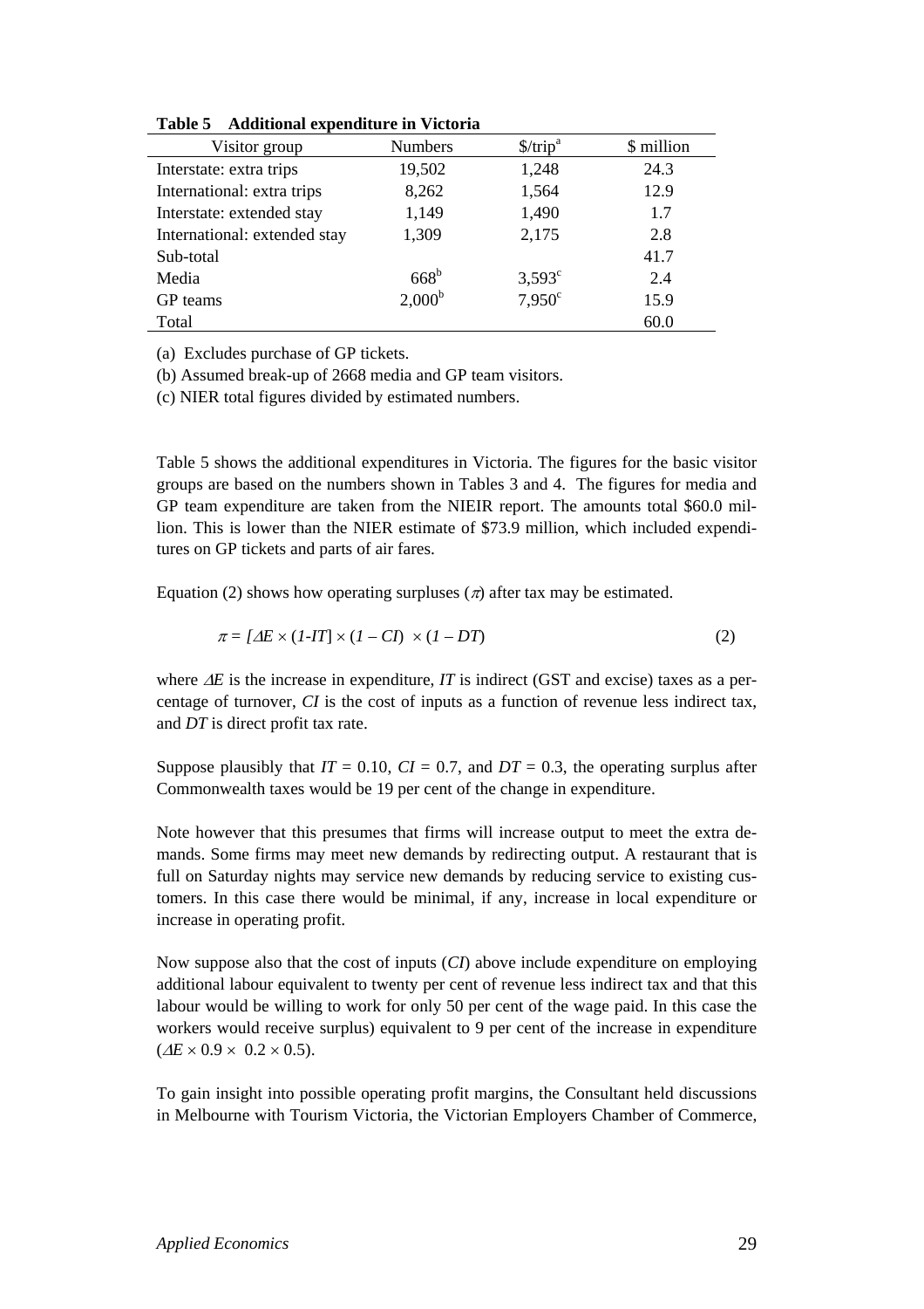**Table 5 Additional expenditure in Victoria**

| Visitor group | Numbers | \$/trip[a] | \$ million |
|---|---|---|---|
| Interstate: extra trips | 19,502 | 1,248 | 24.3 |
| International: extra trips | 8,262 | 1,564 | 12.9 |
| Interstate: extended stay | 1,149 | 1,490 | 1.7 |
| International: extended stay | 1,309 | 2,175 | 2.8 |
| Sub-total | | | 41.7 |
| Media | 668[b] | 3,593[c] | 2.4 |
| GP teams | 2,000[b] | 7,950[c] | 15.9 |
| Total | | | 60.0 |

(a) Excludes purchase of GP tickets.

(b) Assumed break-up of 2668 media and GP team visitors.

(c) NIER total figures divided by estimated numbers.

Table 5 shows the additional expenditures in Victoria. The figures for the basic visitor groups are based on the numbers shown in Tables 3 and 4. The figures for media and GP team expenditure are taken from the NIEIR report. The amounts total \$60.0 million. This is lower than the NIER estimate of \$73.9 million, which included expenditures on GP tickets and parts of air fares.

Equation (2) shows how operating surpluses ($\pi$) after tax may be estimated.

$$\pi = [\Delta E \times (1\text{-}IT] \times (1 - CI) \times (1 - DT) \qquad (2)$$

where $\Delta E$ is the increase in expenditure, $IT$ is indirect (GST and excise) taxes as a percentage of turnover, $CI$ is the cost of inputs as a function of revenue less indirect tax, and $DT$ is direct profit tax rate.

Suppose plausibly that $IT = 0.10$, $CI = 0.7$, and $DT = 0.3$, the operating surplus after Commonwealth taxes would be 19 per cent of the change in expenditure.

Note however that this presumes that firms will increase output to meet the extra demands. Some firms may meet new demands by redirecting output. A restaurant that is full on Saturday nights may service new demands by reducing service to existing customers. In this case there would be minimal, if any, increase in local expenditure or increase in operating profit.

Now suppose also that the cost of inputs ($CI$) above include expenditure on employing additional labour equivalent to twenty per cent of revenue less indirect tax and that this labour would be willing to work for only 50 per cent of the wage paid. In this case the workers would receive surplus) equivalent to 9 per cent of the increase in expenditure ($\Delta E \times 0.9 \times 0.2 \times 0.5$).

To gain insight into possible operating profit margins, the Consultant held discussions in Melbourne with Tourism Victoria, the Victorian Employers Chamber of Commerce,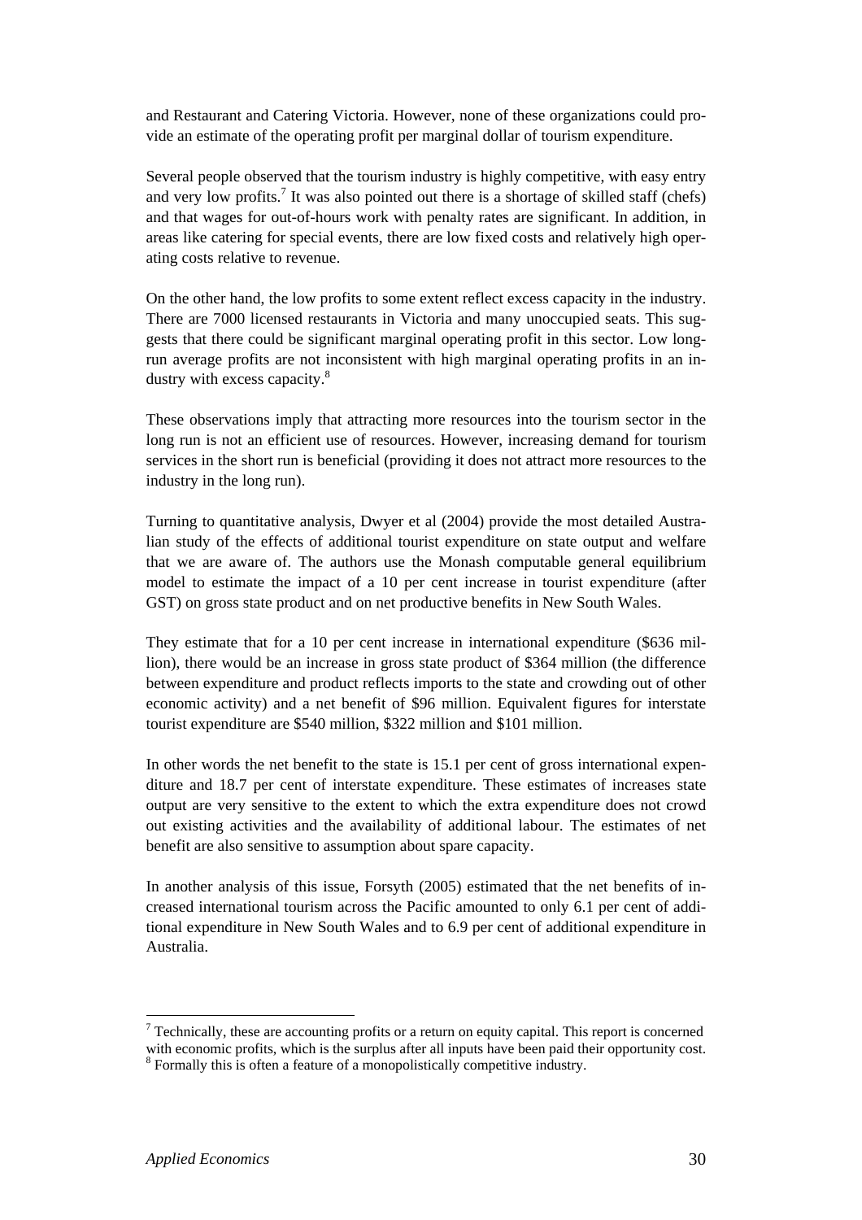and Restaurant and Catering Victoria. However, none of these organizations could provide an estimate of the operating profit per marginal dollar of tourism expenditure.

Several people observed that the tourism industry is highly competitive, with easy entry and very low profits.[7] It was also pointed out there is a shortage of skilled staff (chefs) and that wages for out-of-hours work with penalty rates are significant. In addition, in areas like catering for special events, there are low fixed costs and relatively high operating costs relative to revenue.

On the other hand, the low profits to some extent reflect excess capacity in the industry. There are 7000 licensed restaurants in Victoria and many unoccupied seats. This suggests that there could be significant marginal operating profit in this sector. Low long-run average profits are not inconsistent with high marginal operating profits in an industry with excess capacity.[8]

These observations imply that attracting more resources into the tourism sector in the long run is not an efficient use of resources. However, increasing demand for tourism services in the short run is beneficial (providing it does not attract more resources to the industry in the long run).

Turning to quantitative analysis, Dwyer et al (2004) provide the most detailed Australian study of the effects of additional tourist expenditure on state output and welfare that we are aware of. The authors use the Monash computable general equilibrium model to estimate the impact of a 10 per cent increase in tourist expenditure (after GST) on gross state product and on net productive benefits in New South Wales.

They estimate that for a 10 per cent increase in international expenditure ($636 million), there would be an increase in gross state product of $364 million (the difference between expenditure and product reflects imports to the state and crowding out of other economic activity) and a net benefit of $96 million. Equivalent figures for interstate tourist expenditure are $540 million, $322 million and $101 million.

In other words the net benefit to the state is 15.1 per cent of gross international expenditure and 18.7 per cent of interstate expenditure. These estimates of increases state output are very sensitive to the extent to which the extra expenditure does not crowd out existing activities and the availability of additional labour. The estimates of net benefit are also sensitive to assumption about spare capacity.

In another analysis of this issue, Forsyth (2005) estimated that the net benefits of increased international tourism across the Pacific amounted to only 6.1 per cent of additional expenditure in New South Wales and to 6.9 per cent of additional expenditure in Australia.

---

[7] Technically, these are accounting profits or a return on equity capital. This report is concerned with economic profits, which is the surplus after all inputs have been paid their opportunity cost.

[8] Formally this is often a feature of a monopolistically competitive industry.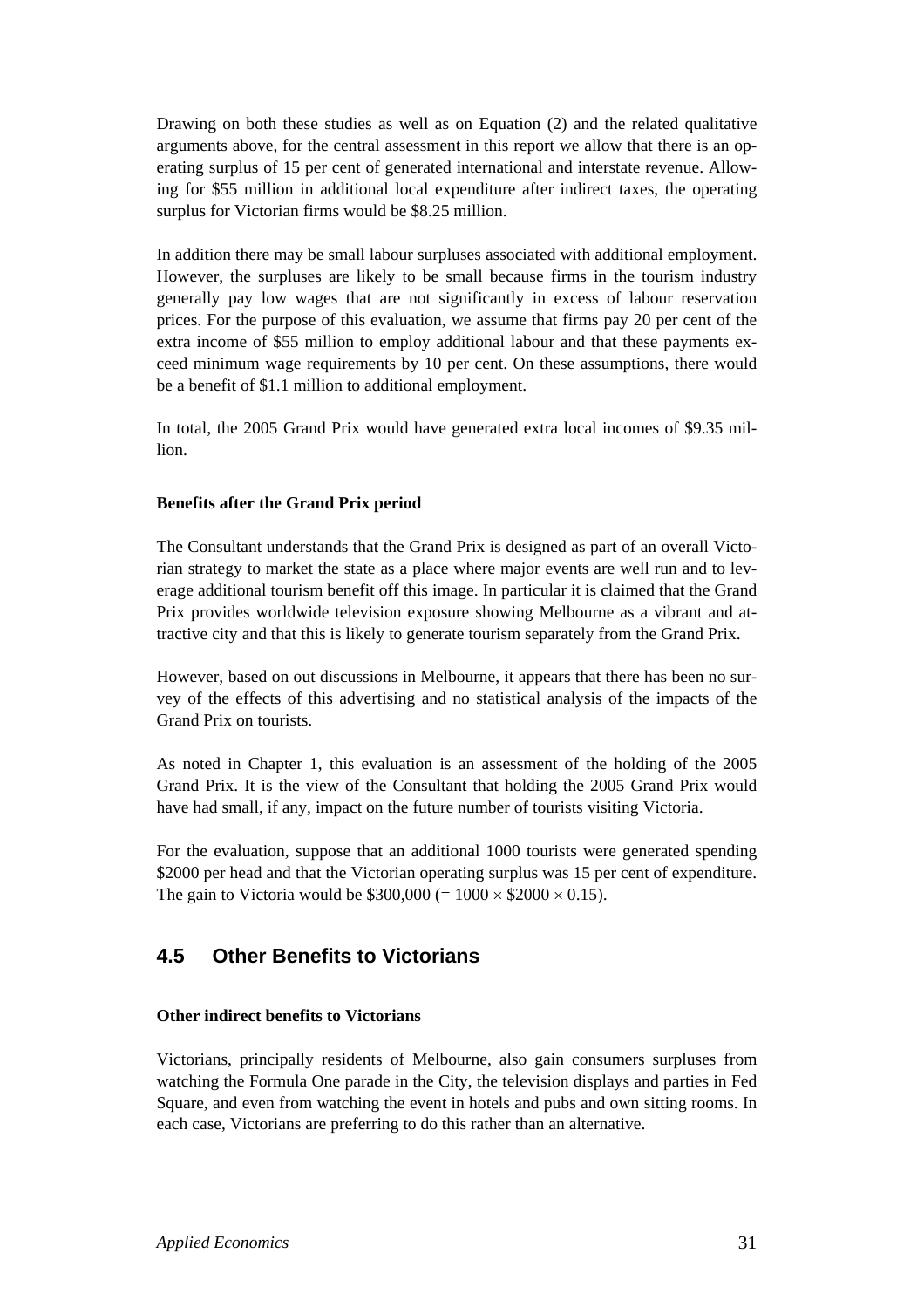Drawing on both these studies as well as on Equation (2) and the related qualitative arguments above, for the central assessment in this report we allow that there is an operating surplus of 15 per cent of generated international and interstate revenue. Allowing for $55 million in additional local expenditure after indirect taxes, the operating surplus for Victorian firms would be $8.25 million.

In addition there may be small labour surpluses associated with additional employment. However, the surpluses are likely to be small because firms in the tourism industry generally pay low wages that are not significantly in excess of labour reservation prices. For the purpose of this evaluation, we assume that firms pay 20 per cent of the extra income of $55 million to employ additional labour and that these payments exceed minimum wage requirements by 10 per cent. On these assumptions, there would be a benefit of $1.1 million to additional employment.

In total, the 2005 Grand Prix would have generated extra local incomes of $9.35 million.

**Benefits after the Grand Prix period**

The Consultant understands that the Grand Prix is designed as part of an overall Victorian strategy to market the state as a place where major events are well run and to leverage additional tourism benefit off this image. In particular it is claimed that the Grand Prix provides worldwide television exposure showing Melbourne as a vibrant and attractive city and that this is likely to generate tourism separately from the Grand Prix.

However, based on out discussions in Melbourne, it appears that there has been no survey of the effects of this advertising and no statistical analysis of the impacts of the Grand Prix on tourists.

As noted in Chapter 1, this evaluation is an assessment of the holding of the 2005 Grand Prix. It is the view of the Consultant that holding the 2005 Grand Prix would have had small, if any, impact on the future number of tourists visiting Victoria.

For the evaluation, suppose that an additional 1000 tourists were generated spending $2000 per head and that the Victorian operating surplus was 15 per cent of expenditure. The gain to Victoria would be $300,000 (= 1000 × $2000 × 0.15).

## 4.5 Other Benefits to Victorians

**Other indirect benefits to Victorians**

Victorians, principally residents of Melbourne, also gain consumers surpluses from watching the Formula One parade in the City, the television displays and parties in Fed Square, and even from watching the event in hotels and pubs and own sitting rooms. In each case, Victorians are preferring to do this rather than an alternative.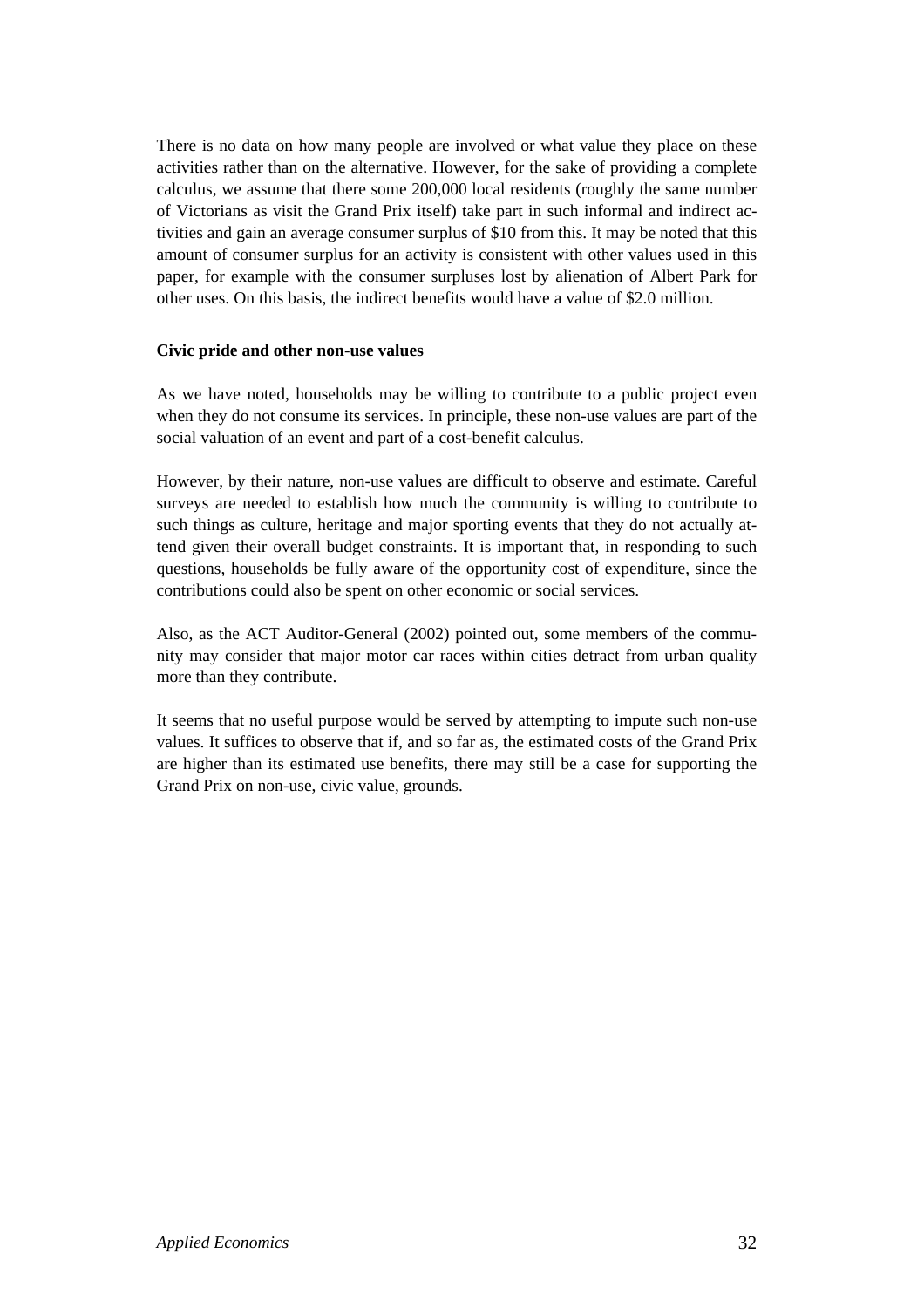There is no data on how many people are involved or what value they place on these activities rather than on the alternative. However, for the sake of providing a complete calculus, we assume that there some 200,000 local residents (roughly the same number of Victorians as visit the Grand Prix itself) take part in such informal and indirect activities and gain an average consumer surplus of $10 from this. It may be noted that this amount of consumer surplus for an activity is consistent with other values used in this paper, for example with the consumer surpluses lost by alienation of Albert Park for other uses. On this basis, the indirect benefits would have a value of $2.0 million.

**Civic pride and other non-use values**

As we have noted, households may be willing to contribute to a public project even when they do not consume its services. In principle, these non-use values are part of the social valuation of an event and part of a cost-benefit calculus.

However, by their nature, non-use values are difficult to observe and estimate. Careful surveys are needed to establish how much the community is willing to contribute to such things as culture, heritage and major sporting events that they do not actually attend given their overall budget constraints. It is important that, in responding to such questions, households be fully aware of the opportunity cost of expenditure, since the contributions could also be spent on other economic or social services.

Also, as the ACT Auditor-General (2002) pointed out, some members of the community may consider that major motor car races within cities detract from urban quality more than they contribute.

It seems that no useful purpose would be served by attempting to impute such non-use values. It suffices to observe that if, and so far as, the estimated costs of the Grand Prix are higher than its estimated use benefits, there may still be a case for supporting the Grand Prix on non-use, civic value, grounds.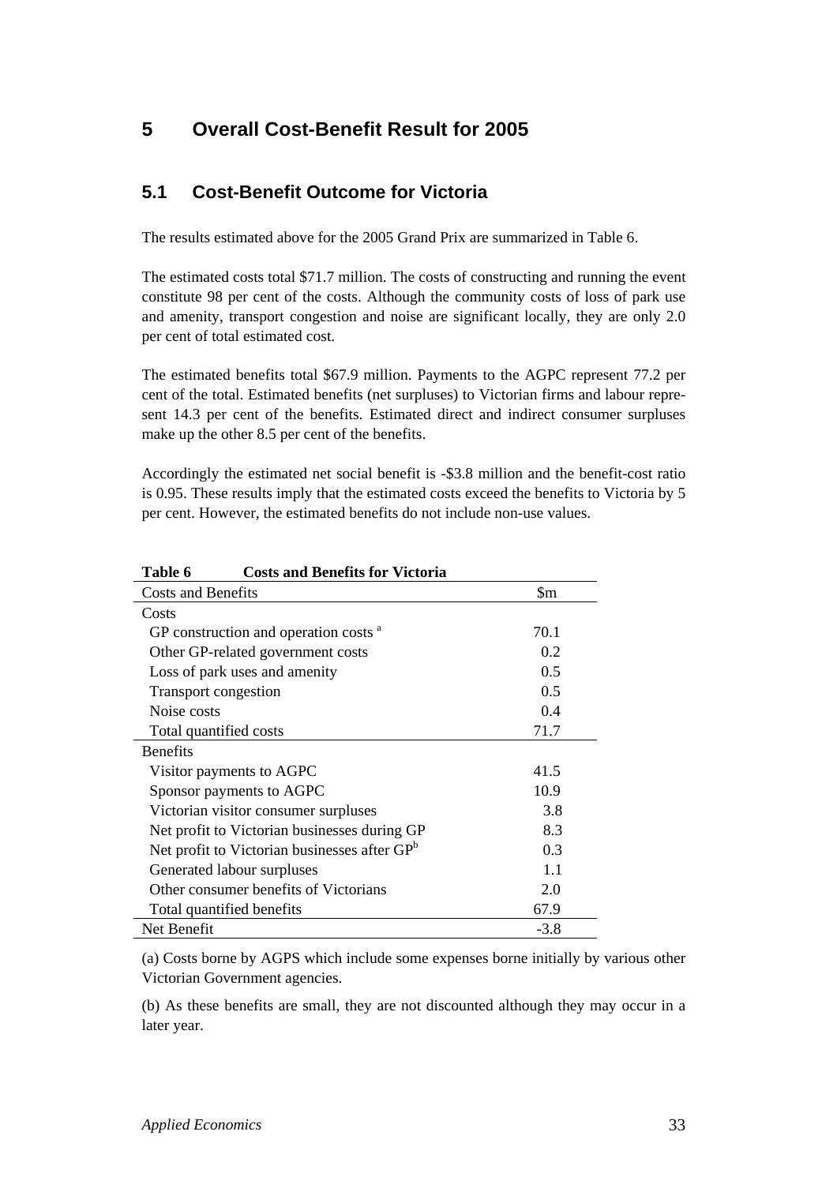# 5 Overall Cost-Benefit Result for 2005

## 5.1 Cost-Benefit Outcome for Victoria

The results estimated above for the 2005 Grand Prix are summarized in Table 6.

The estimated costs total $71.7 million. The costs of constructing and running the event constitute 98 per cent of the costs. Although the community costs of loss of park use and amenity, transport congestion and noise are significant locally, they are only 2.0 per cent of total estimated cost.

The estimated benefits total $67.9 million. Payments to the AGPC represent 77.2 per cent of the total. Estimated benefits (net surpluses) to Victorian firms and labour represent 14.3 per cent of the benefits. Estimated direct and indirect consumer surpluses make up the other 8.5 per cent of the benefits.

Accordingly the estimated net social benefit is -$3.8 million and the benefit-cost ratio is 0.95. These results imply that the estimated costs exceed the benefits to Victoria by 5 per cent. However, the estimated benefits do not include non-use values.

**Table 6 Costs and Benefits for Victoria**

| Costs and Benefits | $m |
|---|---|
| Costs | |
| GP construction and operation costs [a] | 70.1 |
| Other GP-related government costs | 0.2 |
| Loss of park uses and amenity | 0.5 |
| Transport congestion | 0.5 |
| Noise costs | 0.4 |
| Total quantified costs | 71.7 |
| Benefits | |
| Visitor payments to AGPC | 41.5 |
| Sponsor payments to AGPC | 10.9 |
| Victorian visitor consumer surpluses | 3.8 |
| Net profit to Victorian businesses during GP | 8.3 |
| Net profit to Victorian businesses after GP[b] | 0.3 |
| Generated labour surpluses | 1.1 |
| Other consumer benefits of Victorians | 2.0 |
| Total quantified benefits | 67.9 |
| Net Benefit | -3.8 |

(a) Costs borne by AGPS which include some expenses borne initially by various other Victorian Government agencies.

(b) As these benefits are small, they are not discounted although they may occur in a later year.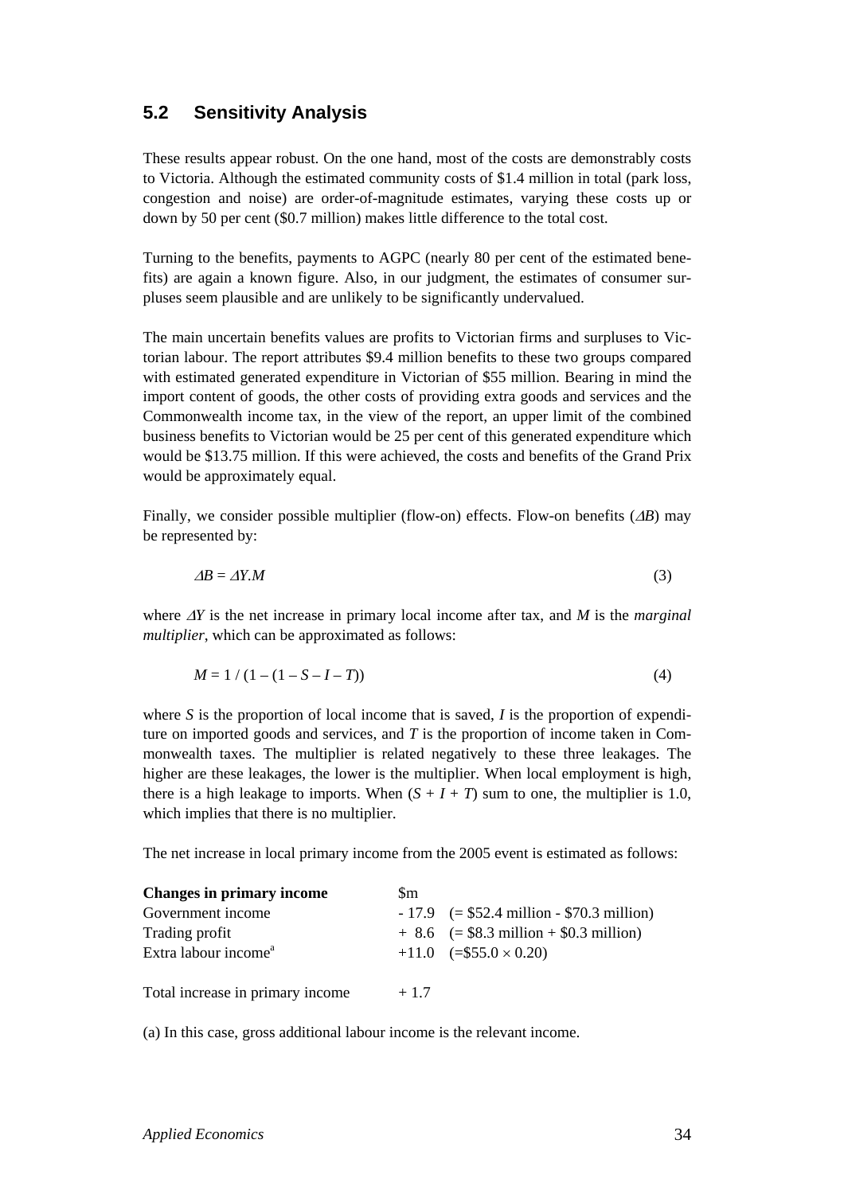## 5.2 Sensitivity Analysis

These results appear robust. On the one hand, most of the costs are demonstrably costs to Victoria. Although the estimated community costs of $1.4 million in total (park loss, congestion and noise) are order-of-magnitude estimates, varying these costs up or down by 50 per cent ($0.7 million) makes little difference to the total cost.

Turning to the benefits, payments to AGPC (nearly 80 per cent of the estimated benefits) are again a known figure. Also, in our judgment, the estimates of consumer surpluses seem plausible and are unlikely to be significantly undervalued.

The main uncertain benefits values are profits to Victorian firms and surpluses to Victorian labour. The report attributes $9.4 million benefits to these two groups compared with estimated generated expenditure in Victorian of $55 million. Bearing in mind the import content of goods, the other costs of providing extra goods and services and the Commonwealth income tax, in the view of the report, an upper limit of the combined business benefits to Victorian would be 25 per cent of this generated expenditure which would be $13.75 million. If this were achieved, the costs and benefits of the Grand Prix would be approximately equal.

Finally, we consider possible multiplier (flow-on) effects. Flow-on benefits ($\Delta B$) may be represented by:

$$\Delta B = \Delta Y.M \tag{3}$$

where $\Delta Y$ is the net increase in primary local income after tax, and $M$ is the *marginal multiplier*, which can be approximated as follows:

$$M = 1 / (1 - (1 - S - I - T)) \tag{4}$$

where $S$ is the proportion of local income that is saved, $I$ is the proportion of expenditure on imported goods and services, and $T$ is the proportion of income taken in Commonwealth taxes. The multiplier is related negatively to these three leakages. The higher are these leakages, the lower is the multiplier. When local employment is high, there is a high leakage to imports. When $(S + I + T)$ sum to one, the multiplier is 1.0, which implies that there is no multiplier.

The net increase in local primary income from the 2005 event is estimated as follows:

| **Changes in primary income** | $m | |
|---|---|---|
| Government income | - 17.9 | (= $52.4 million - $70.3 million) |
| Trading profit | + 8.6 | (= $8.3 million + $0.3 million) |
| Extra labour income[a] | +11.0 | (=$55.0 × 0.20) |
| Total increase in primary income | + 1.7 | |

(a) In this case, gross additional labour income is the relevant income.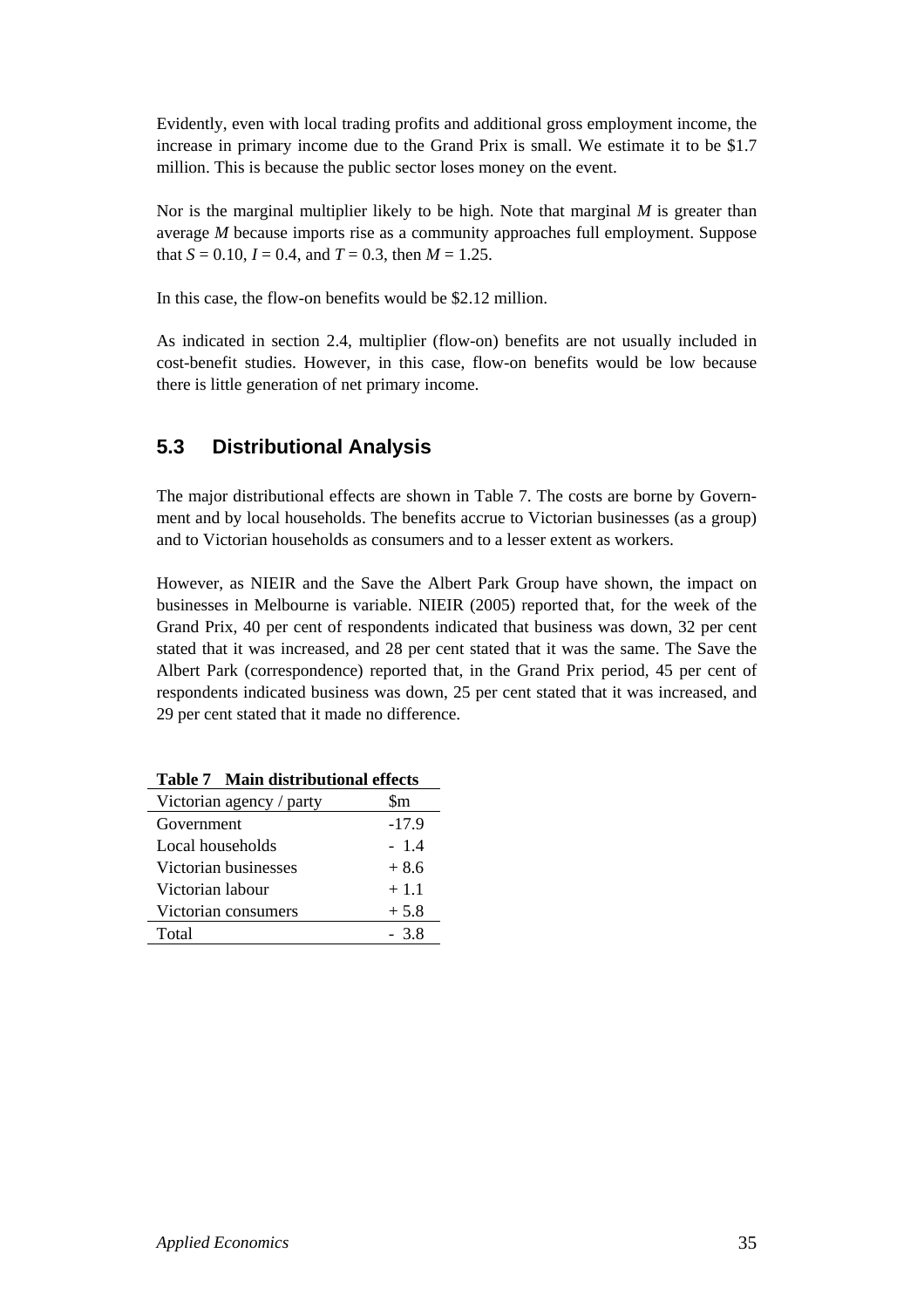Evidently, even with local trading profits and additional gross employment income, the increase in primary income due to the Grand Prix is small. We estimate it to be $1.7 million. This is because the public sector loses money on the event.

Nor is the marginal multiplier likely to be high. Note that marginal $M$ is greater than average $M$ because imports rise as a community approaches full employment. Suppose that $S = 0.10$, $I = 0.4$, and $T = 0.3$, then $M = 1.25$.

In this case, the flow-on benefits would be $2.12 million.

As indicated in section 2.4, multiplier (flow-on) benefits are not usually included in cost-benefit studies. However, in this case, flow-on benefits would be low because there is little generation of net primary income.

## 5.3 Distributional Analysis

The major distributional effects are shown in Table 7. The costs are borne by Government and by local households. The benefits accrue to Victorian businesses (as a group) and to Victorian households as consumers and to a lesser extent as workers.

However, as NIEIR and the Save the Albert Park Group have shown, the impact on businesses in Melbourne is variable. NIEIR (2005) reported that, for the week of the Grand Prix, 40 per cent of respondents indicated that business was down, 32 per cent stated that it was increased, and 28 per cent stated that it was the same. The Save the Albert Park (correspondence) reported that, in the Grand Prix period, 45 per cent of respondents indicated business was down, 25 per cent stated that it was increased, and 29 per cent stated that it made no difference.

**Table 7 Main distributional effects**

| Victorian agency / party | $m |
|---|---|
| Government | -17.9 |
| Local households | - 1.4 |
| Victorian businesses | + 8.6 |
| Victorian labour | + 1.1 |
| Victorian consumers | + 5.8 |
| Total | - 3.8 |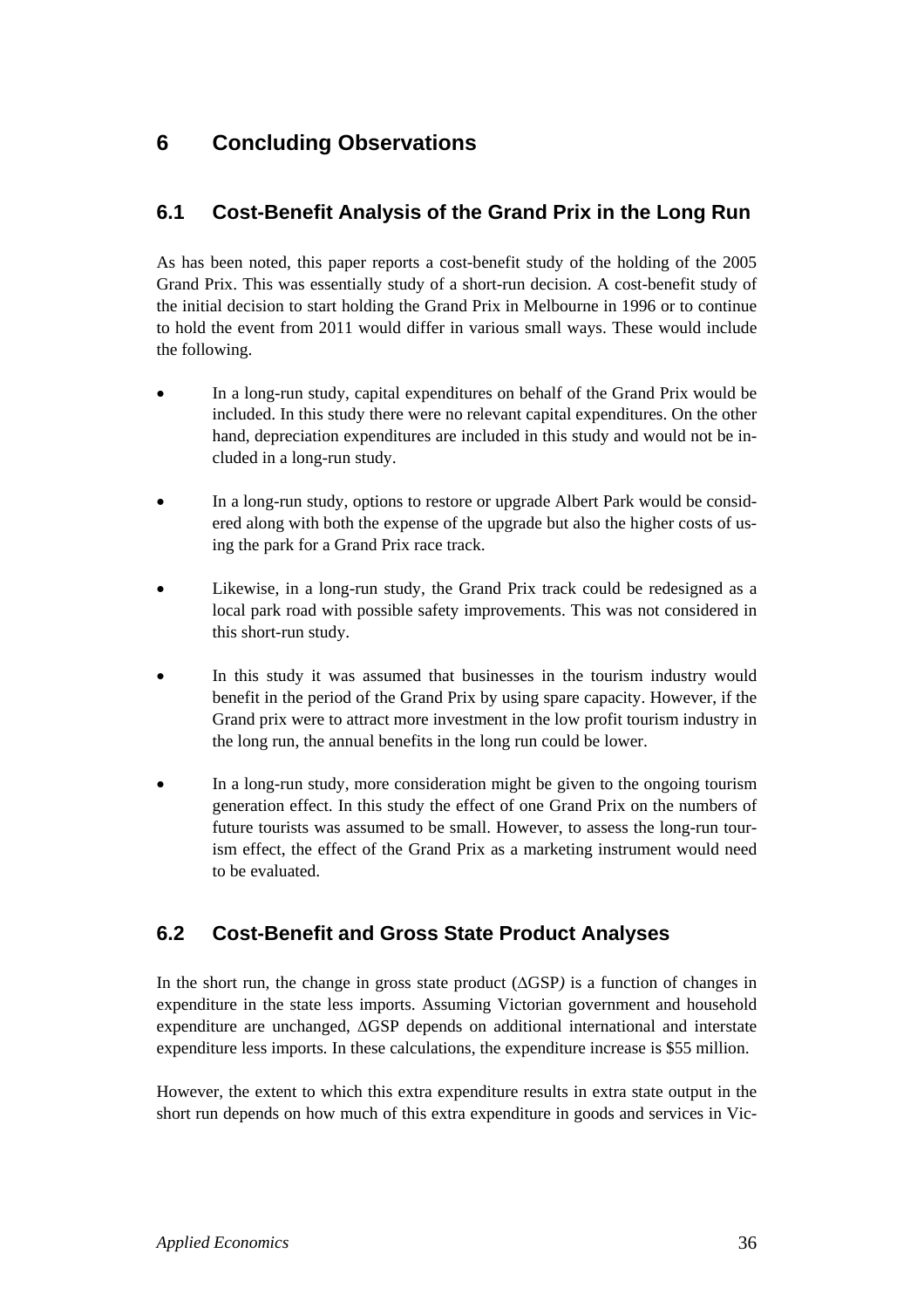# 6 Concluding Observations

## 6.1 Cost-Benefit Analysis of the Grand Prix in the Long Run

As has been noted, this paper reports a cost-benefit study of the holding of the 2005 Grand Prix. This was essentially study of a short-run decision. A cost-benefit study of the initial decision to start holding the Grand Prix in Melbourne in 1996 or to continue to hold the event from 2011 would differ in various small ways. These would include the following.

- In a long-run study, capital expenditures on behalf of the Grand Prix would be included. In this study there were no relevant capital expenditures. On the other hand, depreciation expenditures are included in this study and would not be included in a long-run study.
- In a long-run study, options to restore or upgrade Albert Park would be considered along with both the expense of the upgrade but also the higher costs of using the park for a Grand Prix race track.
- Likewise, in a long-run study, the Grand Prix track could be redesigned as a local park road with possible safety improvements. This was not considered in this short-run study.
- In this study it was assumed that businesses in the tourism industry would benefit in the period of the Grand Prix by using spare capacity. However, if the Grand prix were to attract more investment in the low profit tourism industry in the long run, the annual benefits in the long run could be lower.
- In a long-run study, more consideration might be given to the ongoing tourism generation effect. In this study the effect of one Grand Prix on the numbers of future tourists was assumed to be small. However, to assess the long-run tourism effect, the effect of the Grand Prix as a marketing instrument would need to be evaluated.

## 6.2 Cost-Benefit and Gross State Product Analyses

In the short run, the change in gross state product ($\Delta$GSP) is a function of changes in expenditure in the state less imports. Assuming Victorian government and household expenditure are unchanged, $\Delta$GSP depends on additional international and interstate expenditure less imports. In these calculations, the expenditure increase is $55 million.

However, the extent to which this extra expenditure results in extra state output in the short run depends on how much of this extra expenditure in goods and services in Vic-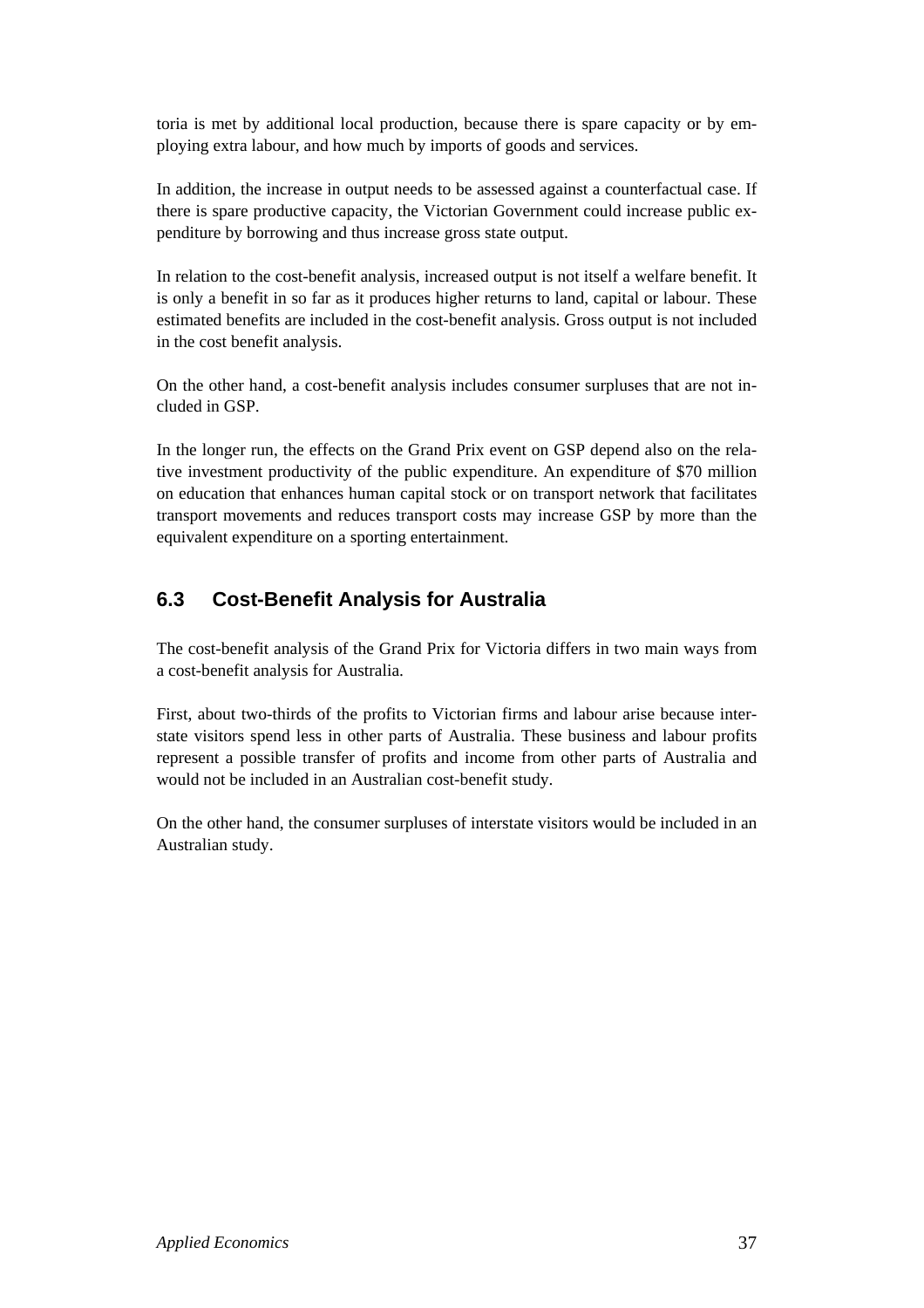toria is met by additional local production, because there is spare capacity or by employing extra labour, and how much by imports of goods and services.

In addition, the increase in output needs to be assessed against a counterfactual case. If there is spare productive capacity, the Victorian Government could increase public expenditure by borrowing and thus increase gross state output.

In relation to the cost-benefit analysis, increased output is not itself a welfare benefit. It is only a benefit in so far as it produces higher returns to land, capital or labour. These estimated benefits are included in the cost-benefit analysis. Gross output is not included in the cost benefit analysis.

On the other hand, a cost-benefit analysis includes consumer surpluses that are not included in GSP.

In the longer run, the effects on the Grand Prix event on GSP depend also on the relative investment productivity of the public expenditure. An expenditure of $70 million on education that enhances human capital stock or on transport network that facilitates transport movements and reduces transport costs may increase GSP by more than the equivalent expenditure on a sporting entertainment.

## 6.3 Cost-Benefit Analysis for Australia

The cost-benefit analysis of the Grand Prix for Victoria differs in two main ways from a cost-benefit analysis for Australia.

First, about two-thirds of the profits to Victorian firms and labour arise because interstate visitors spend less in other parts of Australia. These business and labour profits represent a possible transfer of profits and income from other parts of Australia and would not be included in an Australian cost-benefit study.

On the other hand, the consumer surpluses of interstate visitors would be included in an Australian study.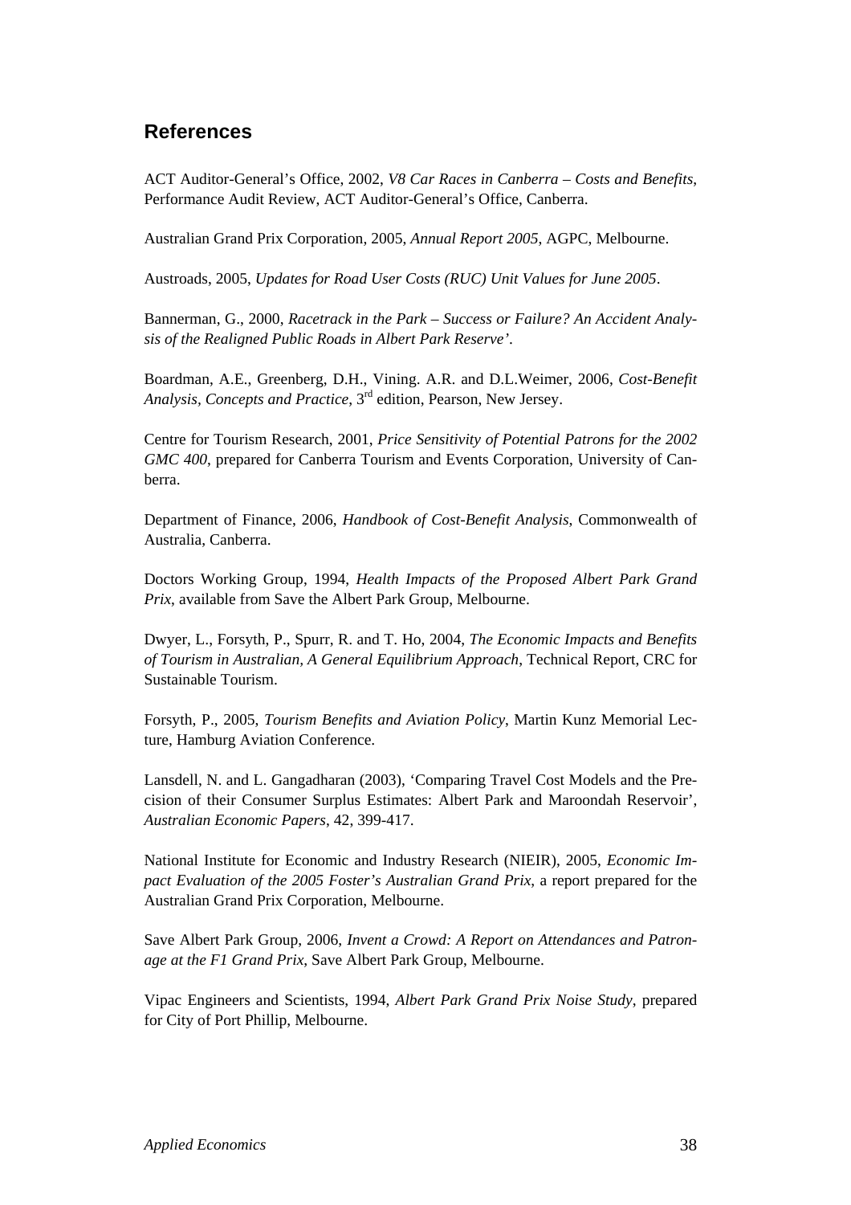## References

ACT Auditor-General's Office, 2002, *V8 Car Races in Canberra – Costs and Benefits*, Performance Audit Review, ACT Auditor-General's Office, Canberra.

Australian Grand Prix Corporation, 2005, *Annual Report 2005*, AGPC, Melbourne.

Austroads, 2005, *Updates for Road User Costs (RUC) Unit Values for June 2005*.

Bannerman, G., 2000, *Racetrack in the Park – Success or Failure? An Accident Analysis of the Realigned Public Roads in Albert Park Reserve'*.

Boardman, A.E., Greenberg, D.H., Vining. A.R. and D.L.Weimer, 2006, *Cost-Benefit Analysis, Concepts and Practice*, 3rd edition, Pearson, New Jersey.

Centre for Tourism Research, 2001, *Price Sensitivity of Potential Patrons for the 2002 GMC 400*, prepared for Canberra Tourism and Events Corporation, University of Canberra.

Department of Finance, 2006, *Handbook of Cost-Benefit Analysis*, Commonwealth of Australia, Canberra.

Doctors Working Group, 1994, *Health Impacts of the Proposed Albert Park Grand Prix*, available from Save the Albert Park Group, Melbourne.

Dwyer, L., Forsyth, P., Spurr, R. and T. Ho, 2004, *The Economic Impacts and Benefits of Tourism in Australian, A General Equilibrium Approach*, Technical Report, CRC for Sustainable Tourism.

Forsyth, P., 2005, *Tourism Benefits and Aviation Policy*, Martin Kunz Memorial Lecture, Hamburg Aviation Conference.

Lansdell, N. and L. Gangadharan (2003), 'Comparing Travel Cost Models and the Precision of their Consumer Surplus Estimates: Albert Park and Maroondah Reservoir', *Australian Economic Papers*, 42, 399-417.

National Institute for Economic and Industry Research (NIEIR), 2005, *Economic Impact Evaluation of the 2005 Foster's Australian Grand Prix*, a report prepared for the Australian Grand Prix Corporation, Melbourne.

Save Albert Park Group, 2006, *Invent a Crowd: A Report on Attendances and Patronage at the F1 Grand Prix*, Save Albert Park Group, Melbourne.

Vipac Engineers and Scientists, 1994, *Albert Park Grand Prix Noise Study*, prepared for City of Port Phillip, Melbourne.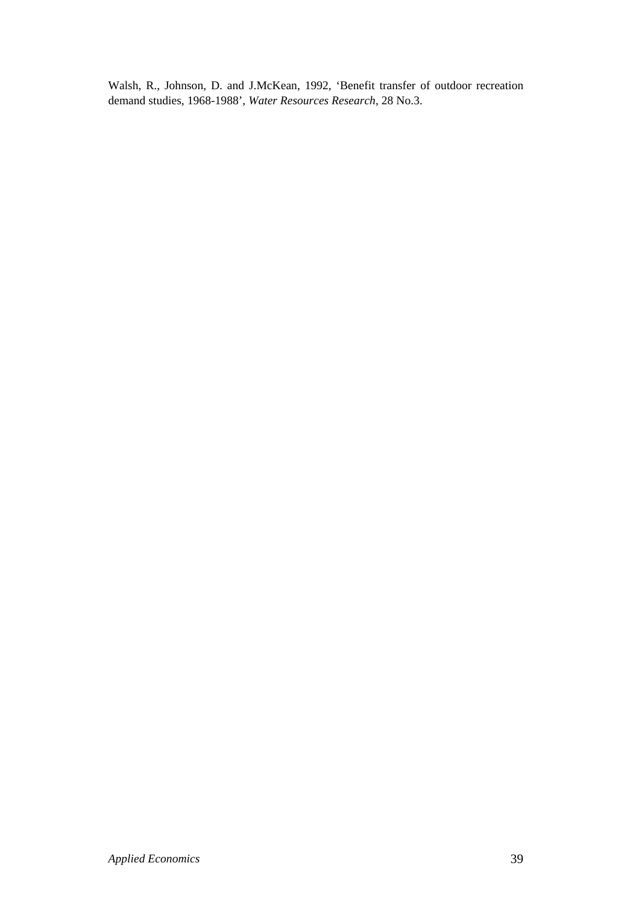Walsh, R., Johnson, D. and J.McKean, 1992, 'Benefit transfer of outdoor recreation demand studies, 1968-1988', *Water Resources Research*, 28 No.3.